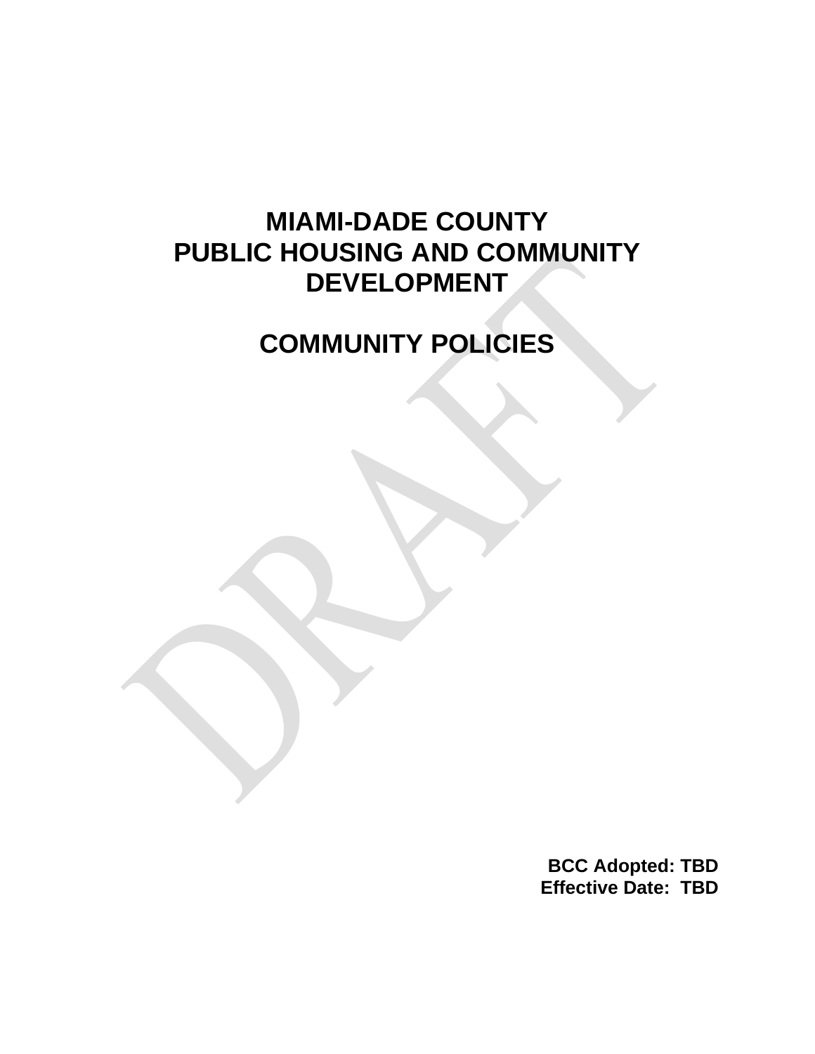# MIAMI-DADE COUNTY
# PUBLIC HOUSING AND COMMUNITY DEVELOPMENT

# COMMUNITY POLICIES

**BCC Adopted: TBD**
**Effective Date: TBD**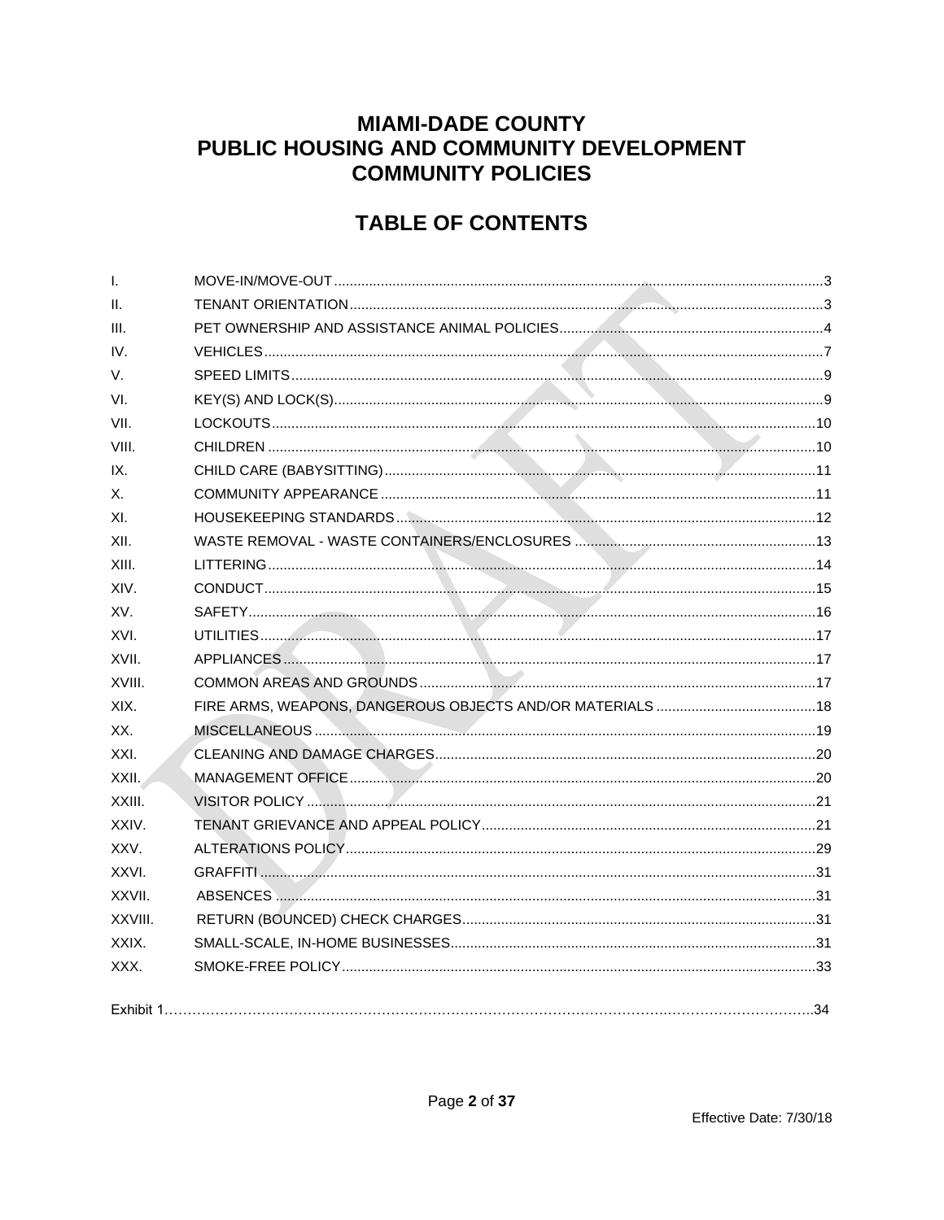# MIAMI-DADE COUNTY
# PUBLIC HOUSING AND COMMUNITY DEVELOPMENT
# COMMUNITY POLICIES

## TABLE OF CONTENTS

| | | |
|---|---|---|
| I. | MOVE-IN/MOVE-OUT | 3 |
| II. | TENANT ORIENTATION | 3 |
| III. | PET OWNERSHIP AND ASSISTANCE ANIMAL POLICIES | 4 |
| IV. | VEHICLES | 7 |
| V. | SPEED LIMITS | 9 |
| VI. | KEY(S) AND LOCK(S) | 9 |
| VII. | LOCKOUTS | 10 |
| VIII. | CHILDREN | 10 |
| IX. | CHILD CARE (BABYSITTING) | 11 |
| X. | COMMUNITY APPEARANCE | 11 |
| XI. | HOUSEKEEPING STANDARDS | 12 |
| XII. | WASTE REMOVAL - WASTE CONTAINERS/ENCLOSURES | 13 |
| XIII. | LITTERING | 14 |
| XIV. | CONDUCT | 15 |
| XV. | SAFETY | 16 |
| XVI. | UTILITIES | 17 |
| XVII. | APPLIANCES | 17 |
| XVIII. | COMMON AREAS AND GROUNDS | 17 |
| XIX. | FIRE ARMS, WEAPONS, DANGEROUS OBJECTS AND/OR MATERIALS | 18 |
| XX. | MISCELLANEOUS | 19 |
| XXI. | CLEANING AND DAMAGE CHARGES | 20 |
| XXII. | MANAGEMENT OFFICE | 20 |
| XXIII. | VISITOR POLICY | 21 |
| XXIV. | TENANT GRIEVANCE AND APPEAL POLICY | 21 |
| XXV. | ALTERATIONS POLICY | 29 |
| XXVI. | GRAFFITI | 31 |
| XXVII. | ABSENCES | 31 |
| XXVIII. | RETURN (BOUNCED) CHECK CHARGES | 31 |
| XXIX. | SMALL-SCALE, IN-HOME BUSINESSES | 31 |
| XXX. | SMOKE-FREE POLICY | 33 |

Exhibit 1 .......... 34

Effective Date: 7/30/18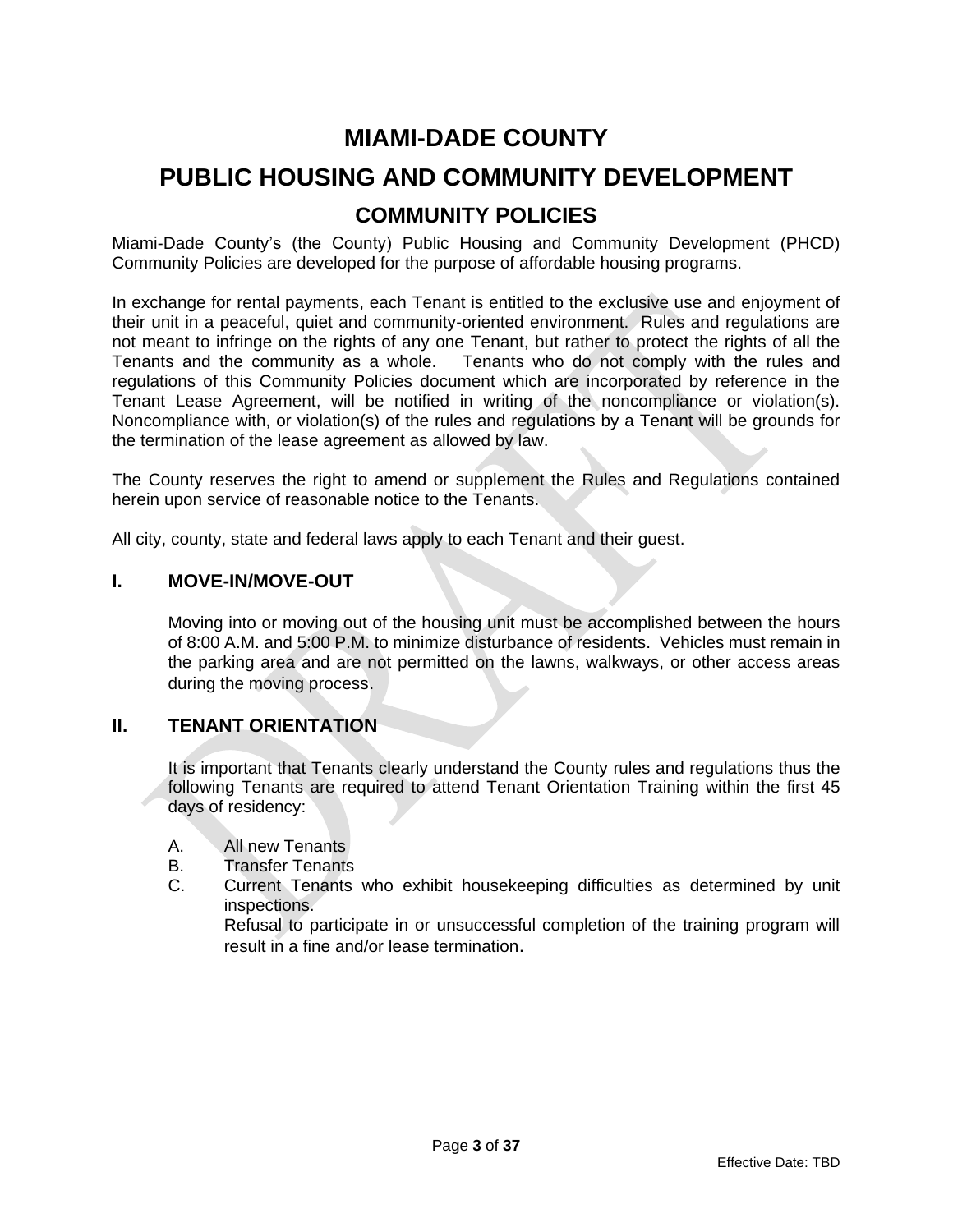# MIAMI-DADE COUNTY

# PUBLIC HOUSING AND COMMUNITY DEVELOPMENT

## COMMUNITY POLICIES

Miami-Dade County's (the County) Public Housing and Community Development (PHCD) Community Policies are developed for the purpose of affordable housing programs.

In exchange for rental payments, each Tenant is entitled to the exclusive use and enjoyment of their unit in a peaceful, quiet and community-oriented environment. Rules and regulations are not meant to infringe on the rights of any one Tenant, but rather to protect the rights of all the Tenants and the community as a whole. Tenants who do not comply with the rules and regulations of this Community Policies document which are incorporated by reference in the Tenant Lease Agreement, will be notified in writing of the noncompliance or violation(s). Noncompliance with, or violation(s) of the rules and regulations by a Tenant will be grounds for the termination of the lease agreement as allowed by law.

The County reserves the right to amend or supplement the Rules and Regulations contained herein upon service of reasonable notice to the Tenants.

All city, county, state and federal laws apply to each Tenant and their guest.

### I. MOVE-IN/MOVE-OUT

Moving into or moving out of the housing unit must be accomplished between the hours of 8:00 A.M. and 5:00 P.M. to minimize disturbance of residents. Vehicles must remain in the parking area and are not permitted on the lawns, walkways, or other access areas during the moving process.

### II. TENANT ORIENTATION

It is important that Tenants clearly understand the County rules and regulations thus the following Tenants are required to attend Tenant Orientation Training within the first 45 days of residency:

A. All new Tenants

B. Transfer Tenants

C. Current Tenants who exhibit housekeeping difficulties as determined by unit inspections.

Refusal to participate in or unsuccessful completion of the training program will result in a fine and/or lease termination.

Effective Date: TBD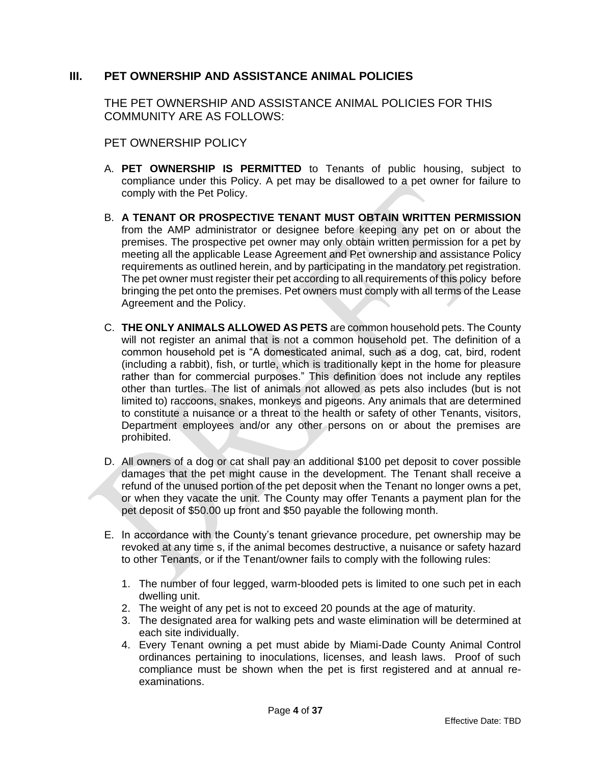## III. PET OWNERSHIP AND ASSISTANCE ANIMAL POLICIES

THE PET OWNERSHIP AND ASSISTANCE ANIMAL POLICIES FOR THIS COMMUNITY ARE AS FOLLOWS:

PET OWNERSHIP POLICY

A. **PET OWNERSHIP IS PERMITTED** to Tenants of public housing, subject to compliance under this Policy. A pet may be disallowed to a pet owner for failure to comply with the Pet Policy.

B. **A TENANT OR PROSPECTIVE TENANT MUST OBTAIN WRITTEN PERMISSION** from the AMP administrator or designee before keeping any pet on or about the premises. The prospective pet owner may only obtain written permission for a pet by meeting all the applicable Lease Agreement and Pet ownership and assistance Policy requirements as outlined herein, and by participating in the mandatory pet registration. The pet owner must register their pet according to all requirements of this policy before bringing the pet onto the premises. Pet owners must comply with all terms of the Lease Agreement and the Policy.

C. **THE ONLY ANIMALS ALLOWED AS PETS** are common household pets. The County will not register an animal that is not a common household pet. The definition of a common household pet is "A domesticated animal, such as a dog, cat, bird, rodent (including a rabbit), fish, or turtle, which is traditionally kept in the home for pleasure rather than for commercial purposes." This definition does not include any reptiles other than turtles. The list of animals not allowed as pets also includes (but is not limited to) raccoons, snakes, monkeys and pigeons. Any animals that are determined to constitute a nuisance or a threat to the health or safety of other Tenants, visitors, Department employees and/or any other persons on or about the premises are prohibited.

D. All owners of a dog or cat shall pay an additional $100 pet deposit to cover possible damages that the pet might cause in the development. The Tenant shall receive a refund of the unused portion of the pet deposit when the Tenant no longer owns a pet, or when they vacate the unit. The County may offer Tenants a payment plan for the pet deposit of $50.00 up front and $50 payable the following month.

E. In accordance with the County's tenant grievance procedure, pet ownership may be revoked at any time s, if the animal becomes destructive, a nuisance or safety hazard to other Tenants, or if the Tenant/owner fails to comply with the following rules:

   1. The number of four legged, warm-blooded pets is limited to one such pet in each dwelling unit.
   2. The weight of any pet is not to exceed 20 pounds at the age of maturity.
   3. The designated area for walking pets and waste elimination will be determined at each site individually.
   4. Every Tenant owning a pet must abide by Miami-Dade County Animal Control ordinances pertaining to inoculations, licenses, and leash laws. Proof of such compliance must be shown when the pet is first registered and at annual re-examinations.

Effective Date: TBD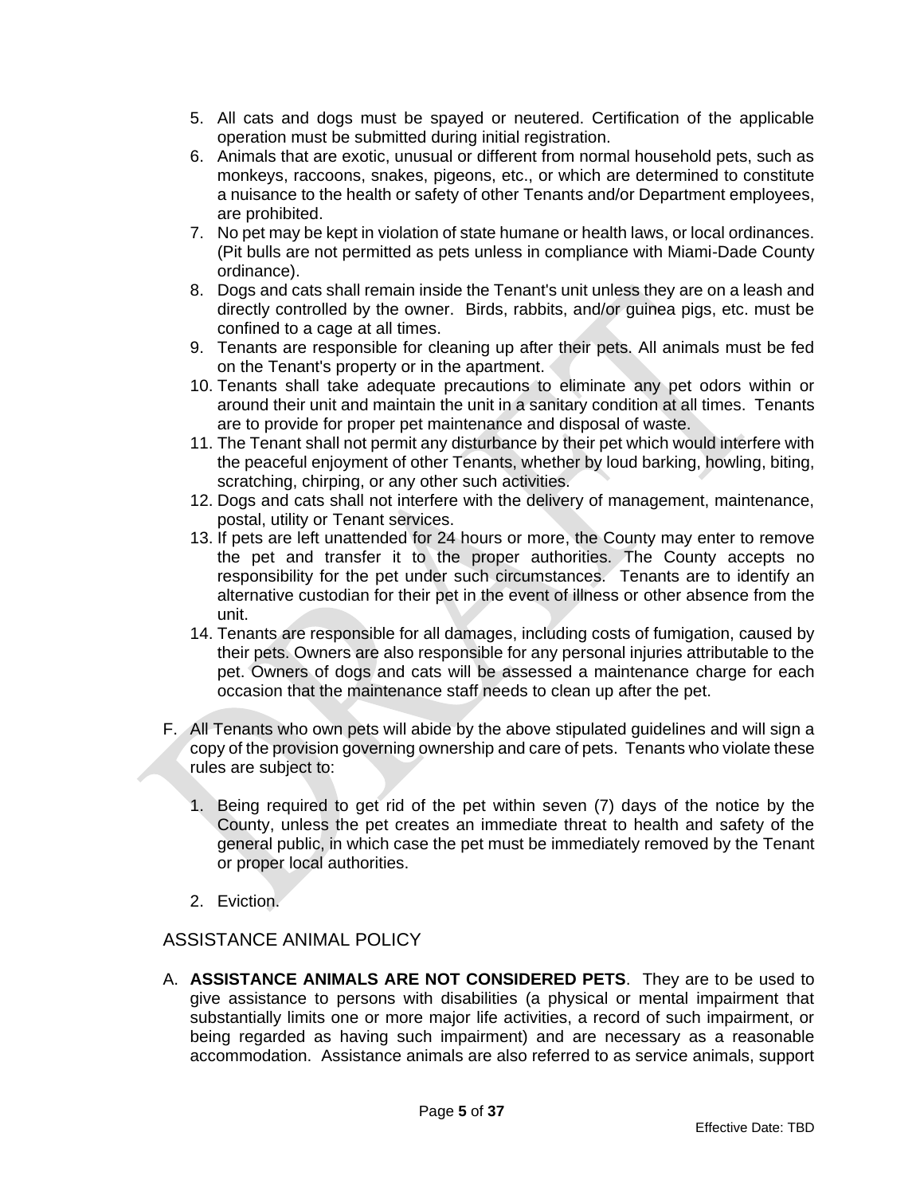5. All cats and dogs must be spayed or neutered. Certification of the applicable operation must be submitted during initial registration.
6. Animals that are exotic, unusual or different from normal household pets, such as monkeys, raccoons, snakes, pigeons, etc., or which are determined to constitute a nuisance to the health or safety of other Tenants and/or Department employees, are prohibited.
7. No pet may be kept in violation of state humane or health laws, or local ordinances. (Pit bulls are not permitted as pets unless in compliance with Miami-Dade County ordinance).
8. Dogs and cats shall remain inside the Tenant's unit unless they are on a leash and directly controlled by the owner. Birds, rabbits, and/or guinea pigs, etc. must be confined to a cage at all times.
9. Tenants are responsible for cleaning up after their pets. All animals must be fed on the Tenant's property or in the apartment.
10. Tenants shall take adequate precautions to eliminate any pet odors within or around their unit and maintain the unit in a sanitary condition at all times. Tenants are to provide for proper pet maintenance and disposal of waste.
11. The Tenant shall not permit any disturbance by their pet which would interfere with the peaceful enjoyment of other Tenants, whether by loud barking, howling, biting, scratching, chirping, or any other such activities.
12. Dogs and cats shall not interfere with the delivery of management, maintenance, postal, utility or Tenant services.
13. If pets are left unattended for 24 hours or more, the County may enter to remove the pet and transfer it to the proper authorities. The County accepts no responsibility for the pet under such circumstances. Tenants are to identify an alternative custodian for their pet in the event of illness or other absence from the unit.
14. Tenants are responsible for all damages, including costs of fumigation, caused by their pets. Owners are also responsible for any personal injuries attributable to the pet. Owners of dogs and cats will be assessed a maintenance charge for each occasion that the maintenance staff needs to clean up after the pet.

F. All Tenants who own pets will abide by the above stipulated guidelines and will sign a copy of the provision governing ownership and care of pets. Tenants who violate these rules are subject to:

    1. Being required to get rid of the pet within seven (7) days of the notice by the County, unless the pet creates an immediate threat to health and safety of the general public, in which case the pet must be immediately removed by the Tenant or proper local authorities.

    2. Eviction.

## ASSISTANCE ANIMAL POLICY

A. **ASSISTANCE ANIMALS ARE NOT CONSIDERED PETS**. They are to be used to give assistance to persons with disabilities (a physical or mental impairment that substantially limits one or more major life activities, a record of such impairment, or being regarded as having such impairment) and are necessary as a reasonable accommodation. Assistance animals are also referred to as service animals, support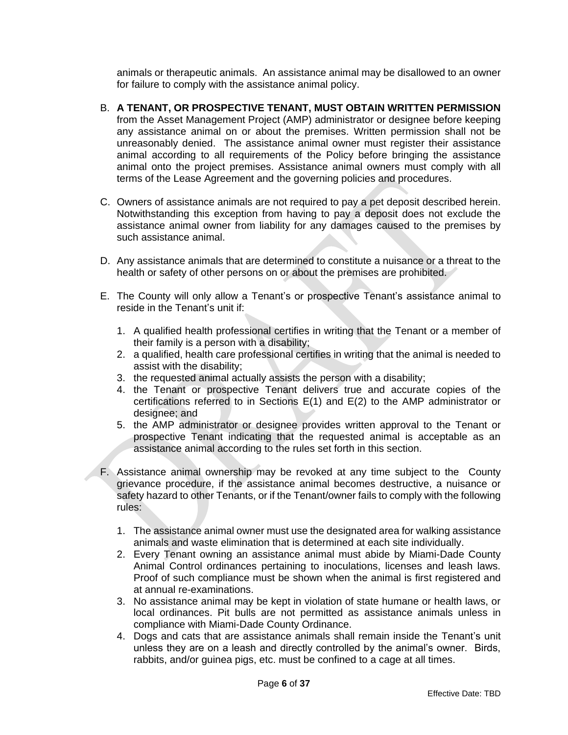animals or therapeutic animals. An assistance animal may be disallowed to an owner for failure to comply with the assistance animal policy.

B. **A TENANT, OR PROSPECTIVE TENANT, MUST OBTAIN WRITTEN PERMISSION** from the Asset Management Project (AMP) administrator or designee before keeping any assistance animal on or about the premises. Written permission shall not be unreasonably denied. The assistance animal owner must register their assistance animal according to all requirements of the Policy before bringing the assistance animal onto the project premises. Assistance animal owners must comply with all terms of the Lease Agreement and the governing policies and procedures.

C. Owners of assistance animals are not required to pay a pet deposit described herein. Notwithstanding this exception from having to pay a deposit does not exclude the assistance animal owner from liability for any damages caused to the premises by such assistance animal.

D. Any assistance animals that are determined to constitute a nuisance or a threat to the health or safety of other persons on or about the premises are prohibited.

E. The County will only allow a Tenant's or prospective Tenant's assistance animal to reside in the Tenant's unit if:

   1. A qualified health professional certifies in writing that the Tenant or a member of their family is a person with a disability;
   2. a qualified, health care professional certifies in writing that the animal is needed to assist with the disability;
   3. the requested animal actually assists the person with a disability;
   4. the Tenant or prospective Tenant delivers true and accurate copies of the certifications referred to in Sections E(1) and E(2) to the AMP administrator or designee; and
   5. the AMP administrator or designee provides written approval to the Tenant or prospective Tenant indicating that the requested animal is acceptable as an assistance animal according to the rules set forth in this section.

F. Assistance animal ownership may be revoked at any time subject to the County grievance procedure, if the assistance animal becomes destructive, a nuisance or safety hazard to other Tenants, or if the Tenant/owner fails to comply with the following rules:

   1. The assistance animal owner must use the designated area for walking assistance animals and waste elimination that is determined at each site individually.
   2. Every Tenant owning an assistance animal must abide by Miami-Dade County Animal Control ordinances pertaining to inoculations, licenses and leash laws. Proof of such compliance must be shown when the animal is first registered and at annual re-examinations.
   3. No assistance animal may be kept in violation of state humane or health laws, or local ordinances. Pit bulls are not permitted as assistance animals unless in compliance with Miami-Dade County Ordinance.
   4. Dogs and cats that are assistance animals shall remain inside the Tenant's unit unless they are on a leash and directly controlled by the animal's owner. Birds, rabbits, and/or guinea pigs, etc. must be confined to a cage at all times.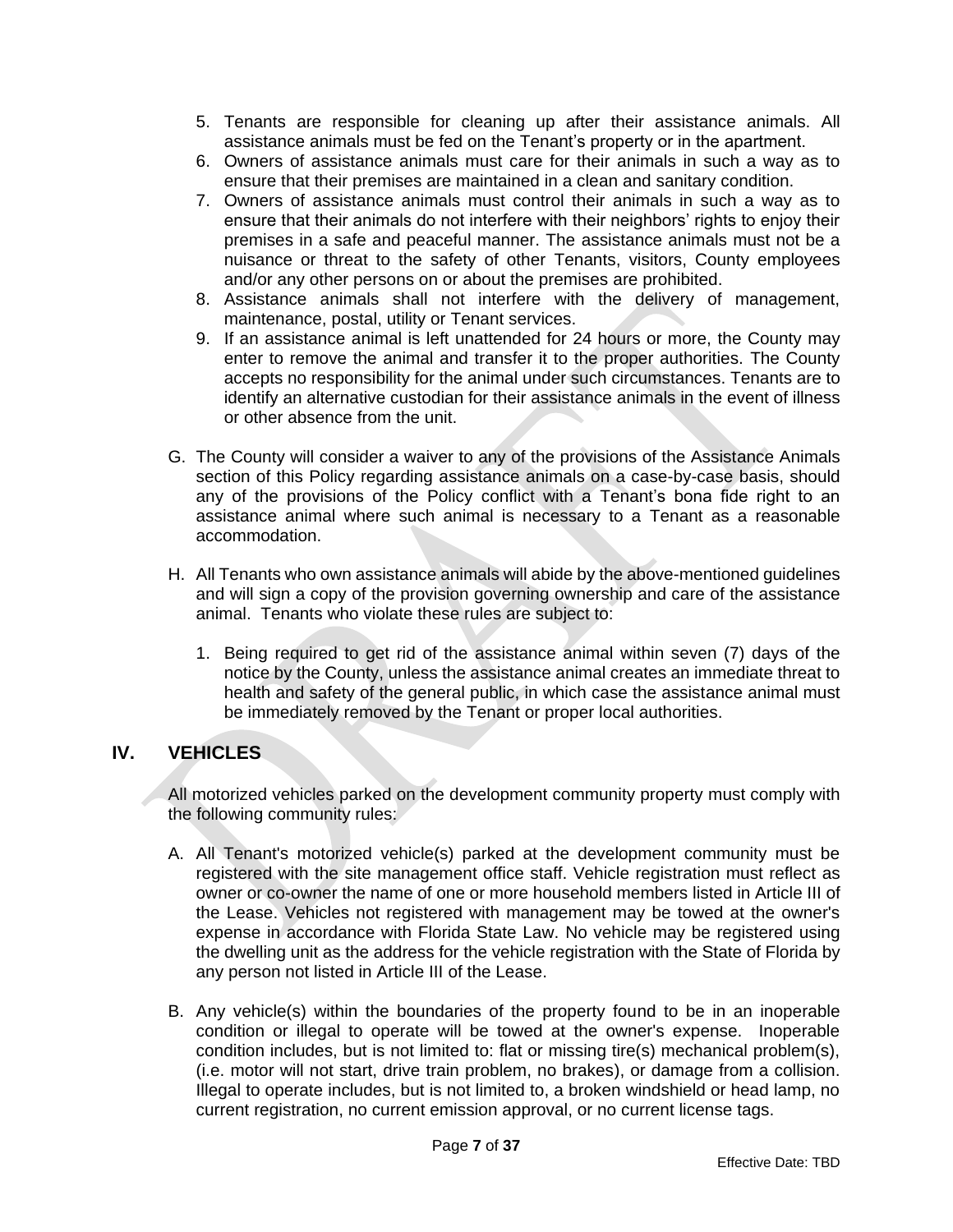5. Tenants are responsible for cleaning up after their assistance animals. All assistance animals must be fed on the Tenant's property or in the apartment.
6. Owners of assistance animals must care for their animals in such a way as to ensure that their premises are maintained in a clean and sanitary condition.
7. Owners of assistance animals must control their animals in such a way as to ensure that their animals do not interfere with their neighbors' rights to enjoy their premises in a safe and peaceful manner. The assistance animals must not be a nuisance or threat to the safety of other Tenants, visitors, County employees and/or any other persons on or about the premises are prohibited.
8. Assistance animals shall not interfere with the delivery of management, maintenance, postal, utility or Tenant services.
9. If an assistance animal is left unattended for 24 hours or more, the County may enter to remove the animal and transfer it to the proper authorities. The County accepts no responsibility for the animal under such circumstances. Tenants are to identify an alternative custodian for their assistance animals in the event of illness or other absence from the unit.

G. The County will consider a waiver to any of the provisions of the Assistance Animals section of this Policy regarding assistance animals on a case-by-case basis, should any of the provisions of the Policy conflict with a Tenant's bona fide right to an assistance animal where such animal is necessary to a Tenant as a reasonable accommodation.

H. All Tenants who own assistance animals will abide by the above-mentioned guidelines and will sign a copy of the provision governing ownership and care of the assistance animal. Tenants who violate these rules are subject to:

   1. Being required to get rid of the assistance animal within seven (7) days of the notice by the County, unless the assistance animal creates an immediate threat to health and safety of the general public, in which case the assistance animal must be immediately removed by the Tenant or proper local authorities.

## IV. VEHICLES

All motorized vehicles parked on the development community property must comply with the following community rules:

A. All Tenant's motorized vehicle(s) parked at the development community must be registered with the site management office staff. Vehicle registration must reflect as owner or co-owner the name of one or more household members listed in Article III of the Lease. Vehicles not registered with management may be towed at the owner's expense in accordance with Florida State Law. No vehicle may be registered using the dwelling unit as the address for the vehicle registration with the State of Florida by any person not listed in Article III of the Lease.

B. Any vehicle(s) within the boundaries of the property found to be in an inoperable condition or illegal to operate will be towed at the owner's expense. Inoperable condition includes, but is not limited to: flat or missing tire(s) mechanical problem(s), (i.e. motor will not start, drive train problem, no brakes), or damage from a collision. Illegal to operate includes, but is not limited to, a broken windshield or head lamp, no current registration, no current emission approval, or no current license tags.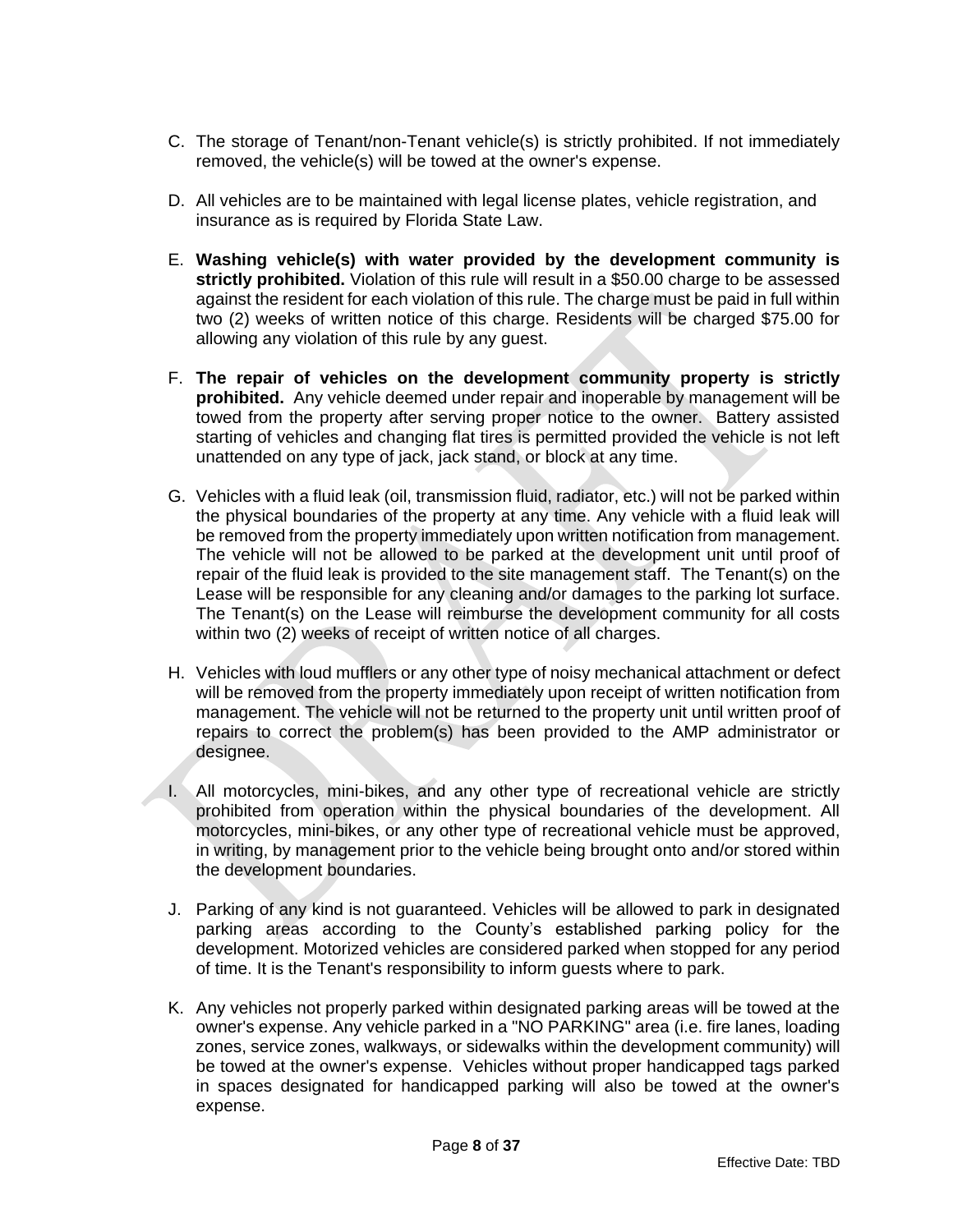C. The storage of Tenant/non-Tenant vehicle(s) is strictly prohibited. If not immediately removed, the vehicle(s) will be towed at the owner's expense.

D. All vehicles are to be maintained with legal license plates, vehicle registration, and insurance as is required by Florida State Law.

E. **Washing vehicle(s) with water provided by the development community is strictly prohibited.** Violation of this rule will result in a $50.00 charge to be assessed against the resident for each violation of this rule. The charge must be paid in full within two (2) weeks of written notice of this charge. Residents will be charged $75.00 for allowing any violation of this rule by any guest.

F. **The repair of vehicles on the development community property is strictly prohibited.** Any vehicle deemed under repair and inoperable by management will be towed from the property after serving proper notice to the owner. Battery assisted starting of vehicles and changing flat tires is permitted provided the vehicle is not left unattended on any type of jack, jack stand, or block at any time.

G. Vehicles with a fluid leak (oil, transmission fluid, radiator, etc.) will not be parked within the physical boundaries of the property at any time. Any vehicle with a fluid leak will be removed from the property immediately upon written notification from management. The vehicle will not be allowed to be parked at the development unit until proof of repair of the fluid leak is provided to the site management staff. The Tenant(s) on the Lease will be responsible for any cleaning and/or damages to the parking lot surface. The Tenant(s) on the Lease will reimburse the development community for all costs within two (2) weeks of receipt of written notice of all charges.

H. Vehicles with loud mufflers or any other type of noisy mechanical attachment or defect will be removed from the property immediately upon receipt of written notification from management. The vehicle will not be returned to the property unit until written proof of repairs to correct the problem(s) has been provided to the AMP administrator or designee.

I. All motorcycles, mini-bikes, and any other type of recreational vehicle are strictly prohibited from operation within the physical boundaries of the development. All motorcycles, mini-bikes, or any other type of recreational vehicle must be approved, in writing, by management prior to the vehicle being brought onto and/or stored within the development boundaries.

J. Parking of any kind is not guaranteed. Vehicles will be allowed to park in designated parking areas according to the County's established parking policy for the development. Motorized vehicles are considered parked when stopped for any period of time. It is the Tenant's responsibility to inform guests where to park.

K. Any vehicles not properly parked within designated parking areas will be towed at the owner's expense. Any vehicle parked in a "NO PARKING" area (i.e. fire lanes, loading zones, service zones, walkways, or sidewalks within the development community) will be towed at the owner's expense. Vehicles without proper handicapped tags parked in spaces designated for handicapped parking will also be towed at the owner's expense.

Effective Date: TBD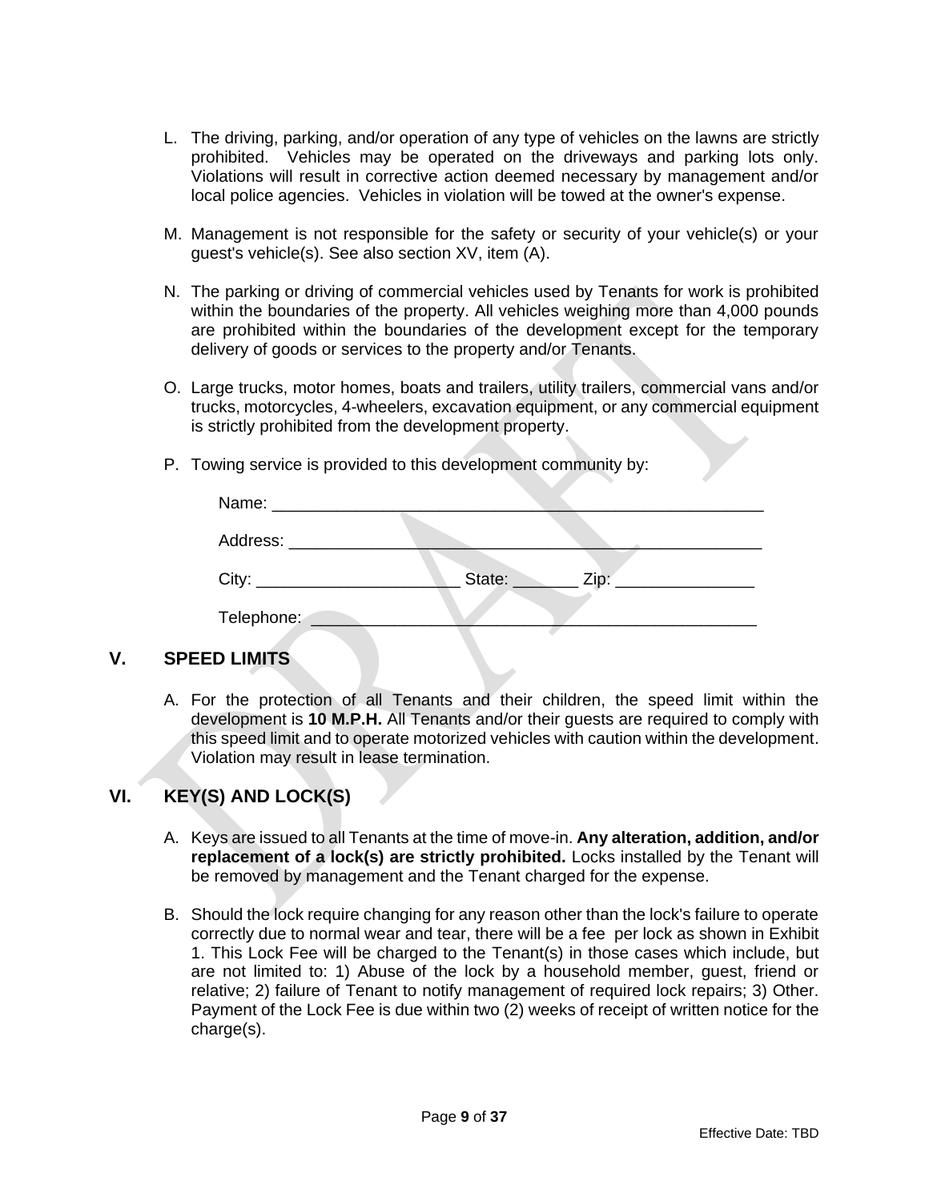L. The driving, parking, and/or operation of any type of vehicles on the lawns are strictly prohibited. Vehicles may be operated on the driveways and parking lots only. Violations will result in corrective action deemed necessary by management and/or local police agencies. Vehicles in violation will be towed at the owner's expense.

M. Management is not responsible for the safety or security of your vehicle(s) or your guest's vehicle(s). See also section XV, item (A).

N. The parking or driving of commercial vehicles used by Tenants for work is prohibited within the boundaries of the property. All vehicles weighing more than 4,000 pounds are prohibited within the boundaries of the development except for the temporary delivery of goods or services to the property and/or Tenants.

O. Large trucks, motor homes, boats and trailers, utility trailers, commercial vans and/or trucks, motorcycles, 4-wheelers, excavation equipment, or any commercial equipment is strictly prohibited from the development property.

P. Towing service is provided to this development community by:

   Name: _______________________________________________________

   Address: _____________________________________________________

   City: ______________________ State: _______ Zip: _______________

   Telephone: __________________________________________________

## V. SPEED LIMITS

A. For the protection of all Tenants and their children, the speed limit within the development is **10 M.P.H.** All Tenants and/or their guests are required to comply with this speed limit and to operate motorized vehicles with caution within the development. Violation may result in lease termination.

## VI. KEY(S) AND LOCK(S)

A. Keys are issued to all Tenants at the time of move-in. **Any alteration, addition, and/or replacement of a lock(s) are strictly prohibited.** Locks installed by the Tenant will be removed by management and the Tenant charged for the expense.

B. Should the lock require changing for any reason other than the lock's failure to operate correctly due to normal wear and tear, there will be a fee per lock as shown in Exhibit 1. This Lock Fee will be charged to the Tenant(s) in those cases which include, but are not limited to: 1) Abuse of the lock by a household member, guest, friend or relative; 2) failure of Tenant to notify management of required lock repairs; 3) Other. Payment of the Lock Fee is due within two (2) weeks of receipt of written notice for the charge(s).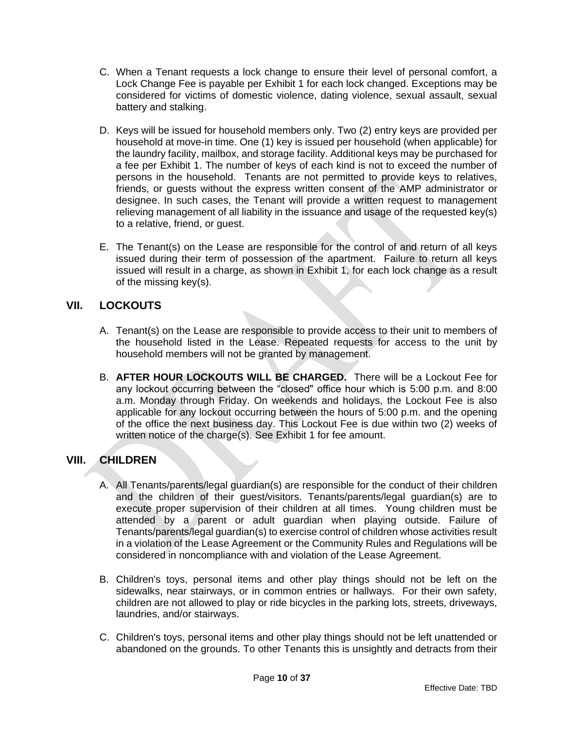C. When a Tenant requests a lock change to ensure their level of personal comfort, a Lock Change Fee is payable per Exhibit 1 for each lock changed. Exceptions may be considered for victims of domestic violence, dating violence, sexual assault, sexual battery and stalking.

D. Keys will be issued for household members only. Two (2) entry keys are provided per household at move-in time. One (1) key is issued per household (when applicable) for the laundry facility, mailbox, and storage facility. Additional keys may be purchased for a fee per Exhibit 1. The number of keys of each kind is not to exceed the number of persons in the household. Tenants are not permitted to provide keys to relatives, friends, or guests without the express written consent of the AMP administrator or designee. In such cases, the Tenant will provide a written request to management relieving management of all liability in the issuance and usage of the requested key(s) to a relative, friend, or guest.

E. The Tenant(s) on the Lease are responsible for the control of and return of all keys issued during their term of possession of the apartment. Failure to return all keys issued will result in a charge, as shown in Exhibit 1, for each lock change as a result of the missing key(s).

## VII. LOCKOUTS

A. Tenant(s) on the Lease are responsible to provide access to their unit to members of the household listed in the Lease. Repeated requests for access to the unit by household members will not be granted by management.

B. **AFTER HOUR LOCKOUTS WILL BE CHARGED.** There will be a Lockout Fee for any lockout occurring between the "closed" office hour which is 5:00 p.m. and 8:00 a.m. Monday through Friday. On weekends and holidays, the Lockout Fee is also applicable for any lockout occurring between the hours of 5:00 p.m. and the opening of the office the next business day. This Lockout Fee is due within two (2) weeks of written notice of the charge(s). See Exhibit 1 for fee amount.

## VIII. CHILDREN

A. All Tenants/parents/legal guardian(s) are responsible for the conduct of their children and the children of their guest/visitors. Tenants/parents/legal guardian(s) are to execute proper supervision of their children at all times. Young children must be attended by a parent or adult guardian when playing outside. Failure of Tenants/parents/legal guardian(s) to exercise control of children whose activities result in a violation of the Lease Agreement or the Community Rules and Regulations will be considered in noncompliance with and violation of the Lease Agreement.

B. Children's toys, personal items and other play things should not be left on the sidewalks, near stairways, or in common entries or hallways. For their own safety, children are not allowed to play or ride bicycles in the parking lots, streets, driveways, laundries, and/or stairways.

C. Children's toys, personal items and other play things should not be left unattended or abandoned on the grounds. To other Tenants this is unsightly and detracts from their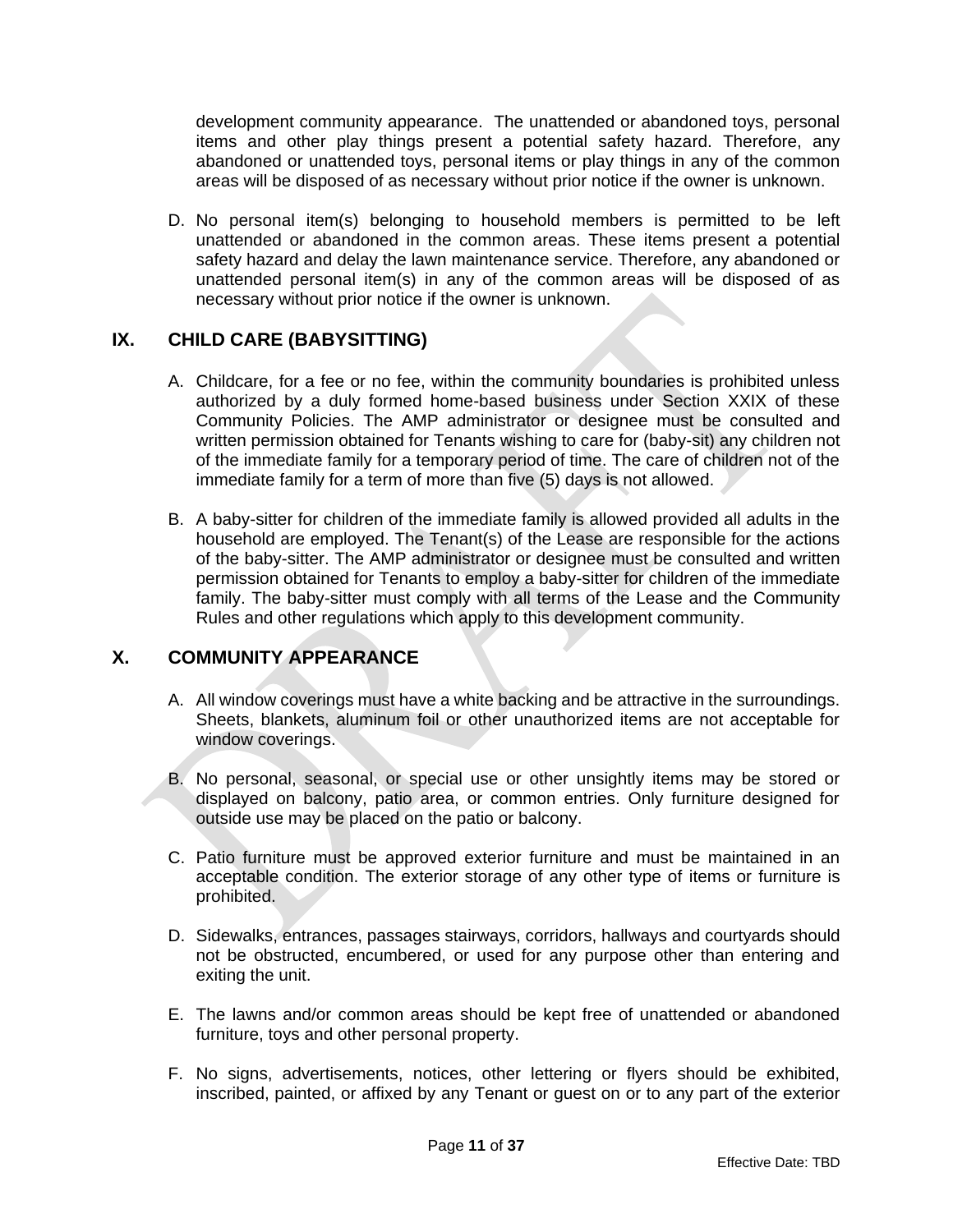development community appearance. The unattended or abandoned toys, personal items and other play things present a potential safety hazard. Therefore, any abandoned or unattended toys, personal items or play things in any of the common areas will be disposed of as necessary without prior notice if the owner is unknown.

D. No personal item(s) belonging to household members is permitted to be left unattended or abandoned in the common areas. These items present a potential safety hazard and delay the lawn maintenance service. Therefore, any abandoned or unattended personal item(s) in any of the common areas will be disposed of as necessary without prior notice if the owner is unknown.

## IX. CHILD CARE (BABYSITTING)

A. Childcare, for a fee or no fee, within the community boundaries is prohibited unless authorized by a duly formed home-based business under Section XXIX of these Community Policies. The AMP administrator or designee must be consulted and written permission obtained for Tenants wishing to care for (baby-sit) any children not of the immediate family for a temporary period of time. The care of children not of the immediate family for a term of more than five (5) days is not allowed.

B. A baby-sitter for children of the immediate family is allowed provided all adults in the household are employed. The Tenant(s) of the Lease are responsible for the actions of the baby-sitter. The AMP administrator or designee must be consulted and written permission obtained for Tenants to employ a baby-sitter for children of the immediate family. The baby-sitter must comply with all terms of the Lease and the Community Rules and other regulations which apply to this development community.

## X. COMMUNITY APPEARANCE

A. All window coverings must have a white backing and be attractive in the surroundings. Sheets, blankets, aluminum foil or other unauthorized items are not acceptable for window coverings.

B. No personal, seasonal, or special use or other unsightly items may be stored or displayed on balcony, patio area, or common entries. Only furniture designed for outside use may be placed on the patio or balcony.

C. Patio furniture must be approved exterior furniture and must be maintained in an acceptable condition. The exterior storage of any other type of items or furniture is prohibited.

D. Sidewalks, entrances, passages stairways, corridors, hallways and courtyards should not be obstructed, encumbered, or used for any purpose other than entering and exiting the unit.

E. The lawns and/or common areas should be kept free of unattended or abandoned furniture, toys and other personal property.

F. No signs, advertisements, notices, other lettering or flyers should be exhibited, inscribed, painted, or affixed by any Tenant or guest on or to any part of the exterior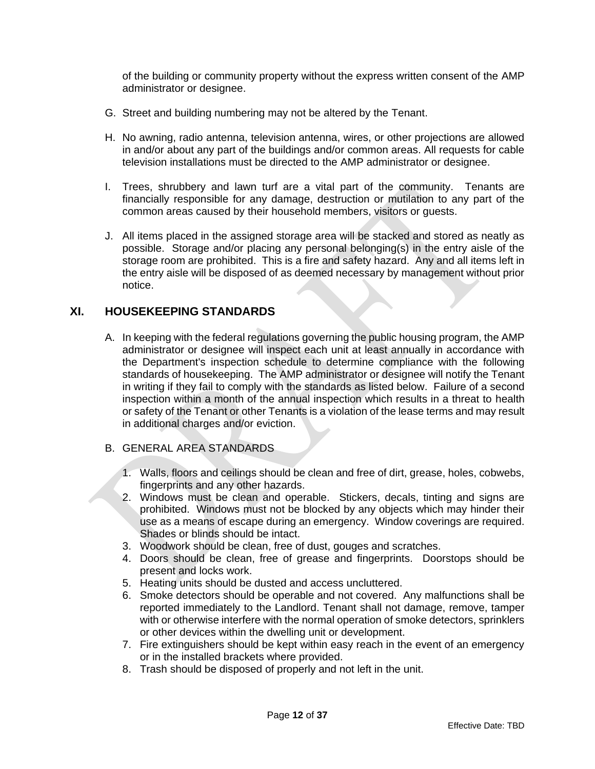of the building or community property without the express written consent of the AMP administrator or designee.

G. Street and building numbering may not be altered by the Tenant.

H. No awning, radio antenna, television antenna, wires, or other projections are allowed in and/or about any part of the buildings and/or common areas. All requests for cable television installations must be directed to the AMP administrator or designee.

I. Trees, shrubbery and lawn turf are a vital part of the community. Tenants are financially responsible for any damage, destruction or mutilation to any part of the common areas caused by their household members, visitors or guests.

J. All items placed in the assigned storage area will be stacked and stored as neatly as possible. Storage and/or placing any personal belonging(s) in the entry aisle of the storage room are prohibited. This is a fire and safety hazard. Any and all items left in the entry aisle will be disposed of as deemed necessary by management without prior notice.

## XI. HOUSEKEEPING STANDARDS

A. In keeping with the federal regulations governing the public housing program, the AMP administrator or designee will inspect each unit at least annually in accordance with the Department's inspection schedule to determine compliance with the following standards of housekeeping. The AMP administrator or designee will notify the Tenant in writing if they fail to comply with the standards as listed below. Failure of a second inspection within a month of the annual inspection which results in a threat to health or safety of the Tenant or other Tenants is a violation of the lease terms and may result in additional charges and/or eviction.

B. GENERAL AREA STANDARDS

1. Walls, floors and ceilings should be clean and free of dirt, grease, holes, cobwebs, fingerprints and any other hazards.
2. Windows must be clean and operable. Stickers, decals, tinting and signs are prohibited. Windows must not be blocked by any objects which may hinder their use as a means of escape during an emergency. Window coverings are required. Shades or blinds should be intact.
3. Woodwork should be clean, free of dust, gouges and scratches.
4. Doors should be clean, free of grease and fingerprints. Doorstops should be present and locks work.
5. Heating units should be dusted and access uncluttered.
6. Smoke detectors should be operable and not covered. Any malfunctions shall be reported immediately to the Landlord. Tenant shall not damage, remove, tamper with or otherwise interfere with the normal operation of smoke detectors, sprinklers or other devices within the dwelling unit or development.
7. Fire extinguishers should be kept within easy reach in the event of an emergency or in the installed brackets where provided.
8. Trash should be disposed of properly and not left in the unit.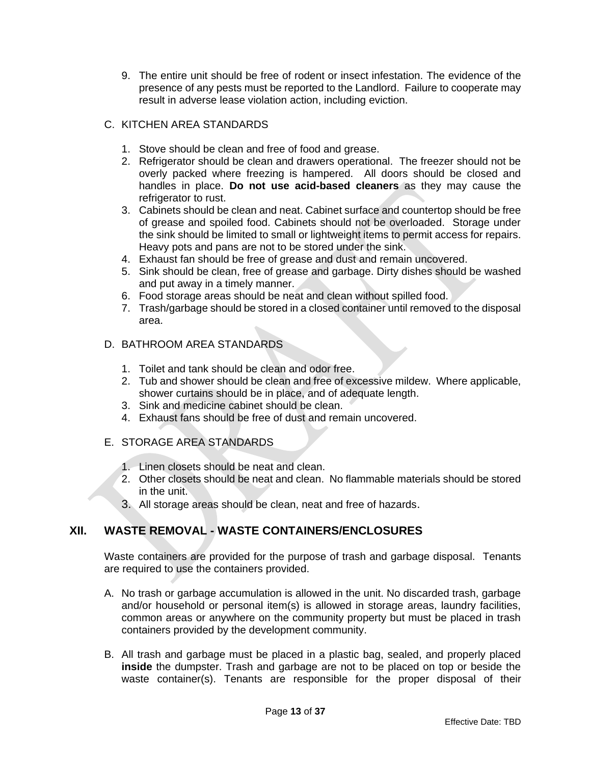9. The entire unit should be free of rodent or insect infestation. The evidence of the presence of any pests must be reported to the Landlord. Failure to cooperate may result in adverse lease violation action, including eviction.

C. KITCHEN AREA STANDARDS

1. Stove should be clean and free of food and grease.
2. Refrigerator should be clean and drawers operational. The freezer should not be overly packed where freezing is hampered. All doors should be closed and handles in place. **Do not use acid-based cleaners** as they may cause the refrigerator to rust.
3. Cabinets should be clean and neat. Cabinet surface and countertop should be free of grease and spoiled food. Cabinets should not be overloaded. Storage under the sink should be limited to small or lightweight items to permit access for repairs. Heavy pots and pans are not to be stored under the sink.
4. Exhaust fan should be free of grease and dust and remain uncovered.
5. Sink should be clean, free of grease and garbage. Dirty dishes should be washed and put away in a timely manner.
6. Food storage areas should be neat and clean without spilled food.
7. Trash/garbage should be stored in a closed container until removed to the disposal area.

D. BATHROOM AREA STANDARDS

1. Toilet and tank should be clean and odor free.
2. Tub and shower should be clean and free of excessive mildew. Where applicable, shower curtains should be in place, and of adequate length.
3. Sink and medicine cabinet should be clean.
4. Exhaust fans should be free of dust and remain uncovered.

E. STORAGE AREA STANDARDS

1. Linen closets should be neat and clean.
2. Other closets should be neat and clean. No flammable materials should be stored in the unit.
3. All storage areas should be clean, neat and free of hazards.

## XII. WASTE REMOVAL - WASTE CONTAINERS/ENCLOSURES

Waste containers are provided for the purpose of trash and garbage disposal. Tenants are required to use the containers provided.

A. No trash or garbage accumulation is allowed in the unit. No discarded trash, garbage and/or household or personal item(s) is allowed in storage areas, laundry facilities, common areas or anywhere on the community property but must be placed in trash containers provided by the development community.

B. All trash and garbage must be placed in a plastic bag, sealed, and properly placed **inside** the dumpster. Trash and garbage are not to be placed on top or beside the waste container(s). Tenants are responsible for the proper disposal of their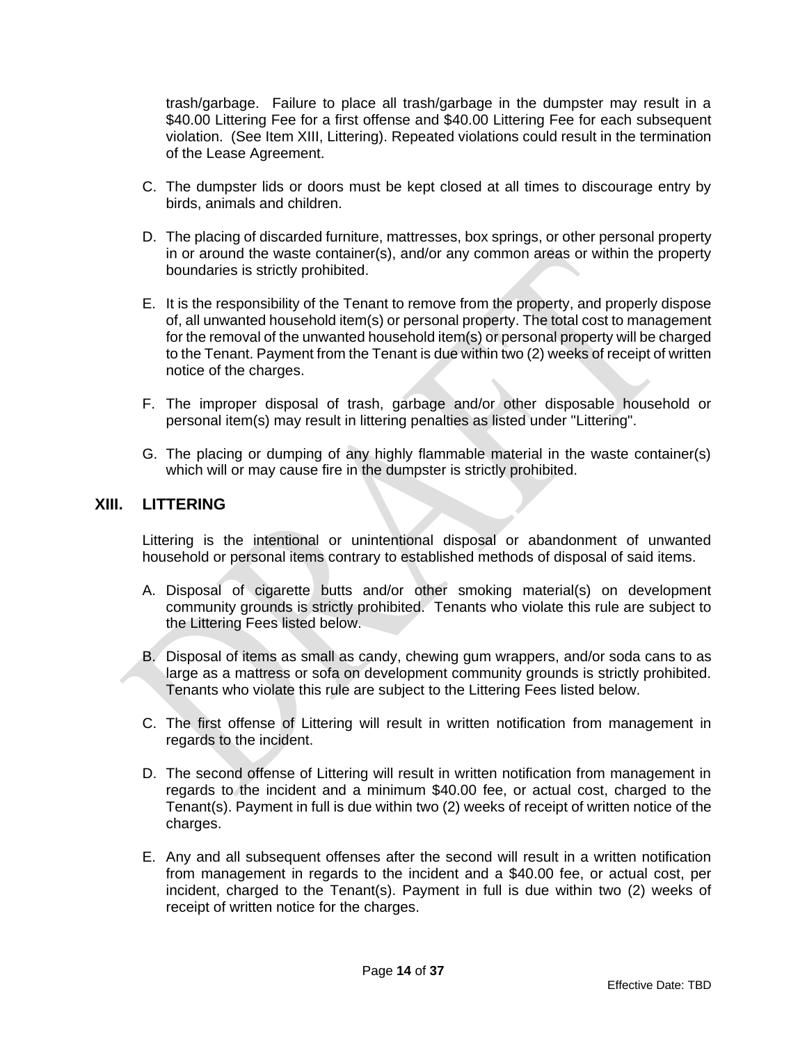trash/garbage. Failure to place all trash/garbage in the dumpster may result in a $40.00 Littering Fee for a first offense and $40.00 Littering Fee for each subsequent violation. (See Item XIII, Littering). Repeated violations could result in the termination of the Lease Agreement.

C. The dumpster lids or doors must be kept closed at all times to discourage entry by birds, animals and children.

D. The placing of discarded furniture, mattresses, box springs, or other personal property in or around the waste container(s), and/or any common areas or within the property boundaries is strictly prohibited.

E. It is the responsibility of the Tenant to remove from the property, and properly dispose of, all unwanted household item(s) or personal property. The total cost to management for the removal of the unwanted household item(s) or personal property will be charged to the Tenant. Payment from the Tenant is due within two (2) weeks of receipt of written notice of the charges.

F. The improper disposal of trash, garbage and/or other disposable household or personal item(s) may result in littering penalties as listed under "Littering".

G. The placing or dumping of any highly flammable material in the waste container(s) which will or may cause fire in the dumpster is strictly prohibited.

## XIII. LITTERING

Littering is the intentional or unintentional disposal or abandonment of unwanted household or personal items contrary to established methods of disposal of said items.

A. Disposal of cigarette butts and/or other smoking material(s) on development community grounds is strictly prohibited. Tenants who violate this rule are subject to the Littering Fees listed below.

B. Disposal of items as small as candy, chewing gum wrappers, and/or soda cans to as large as a mattress or sofa on development community grounds is strictly prohibited. Tenants who violate this rule are subject to the Littering Fees listed below.

C. The first offense of Littering will result in written notification from management in regards to the incident.

D. The second offense of Littering will result in written notification from management in regards to the incident and a minimum $40.00 fee, or actual cost, charged to the Tenant(s). Payment in full is due within two (2) weeks of receipt of written notice of the charges.

E. Any and all subsequent offenses after the second will result in a written notification from management in regards to the incident and a $40.00 fee, or actual cost, per incident, charged to the Tenant(s). Payment in full is due within two (2) weeks of receipt of written notice for the charges.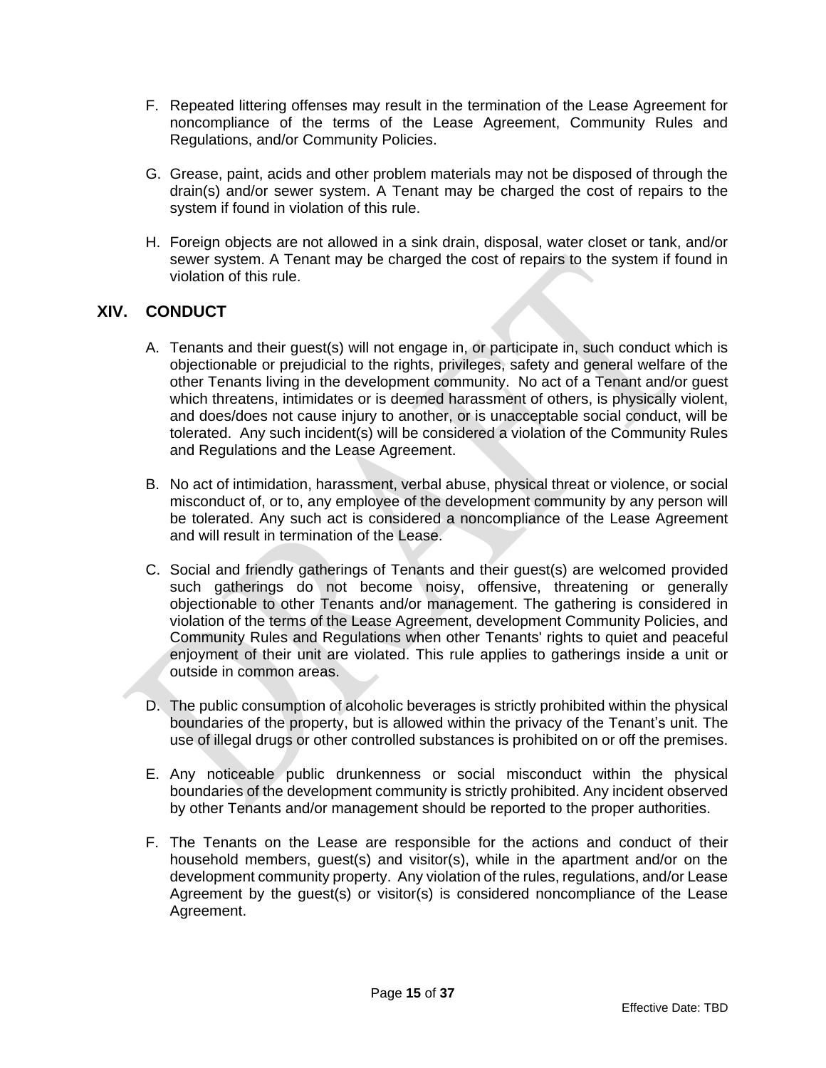F. Repeated littering offenses may result in the termination of the Lease Agreement for noncompliance of the terms of the Lease Agreement, Community Rules and Regulations, and/or Community Policies.

G. Grease, paint, acids and other problem materials may not be disposed of through the drain(s) and/or sewer system. A Tenant may be charged the cost of repairs to the system if found in violation of this rule.

H. Foreign objects are not allowed in a sink drain, disposal, water closet or tank, and/or sewer system. A Tenant may be charged the cost of repairs to the system if found in violation of this rule.

## XIV. CONDUCT

A. Tenants and their guest(s) will not engage in, or participate in, such conduct which is objectionable or prejudicial to the rights, privileges, safety and general welfare of the other Tenants living in the development community. No act of a Tenant and/or guest which threatens, intimidates or is deemed harassment of others, is physically violent, and does/does not cause injury to another, or is unacceptable social conduct, will be tolerated. Any such incident(s) will be considered a violation of the Community Rules and Regulations and the Lease Agreement.

B. No act of intimidation, harassment, verbal abuse, physical threat or violence, or social misconduct of, or to, any employee of the development community by any person will be tolerated. Any such act is considered a noncompliance of the Lease Agreement and will result in termination of the Lease.

C. Social and friendly gatherings of Tenants and their guest(s) are welcomed provided such gatherings do not become noisy, offensive, threatening or generally objectionable to other Tenants and/or management. The gathering is considered in violation of the terms of the Lease Agreement, development Community Policies, and Community Rules and Regulations when other Tenants' rights to quiet and peaceful enjoyment of their unit are violated. This rule applies to gatherings inside a unit or outside in common areas.

D. The public consumption of alcoholic beverages is strictly prohibited within the physical boundaries of the property, but is allowed within the privacy of the Tenant's unit. The use of illegal drugs or other controlled substances is prohibited on or off the premises.

E. Any noticeable public drunkenness or social misconduct within the physical boundaries of the development community is strictly prohibited. Any incident observed by other Tenants and/or management should be reported to the proper authorities.

F. The Tenants on the Lease are responsible for the actions and conduct of their household members, guest(s) and visitor(s), while in the apartment and/or on the development community property. Any violation of the rules, regulations, and/or Lease Agreement by the guest(s) or visitor(s) is considered noncompliance of the Lease Agreement.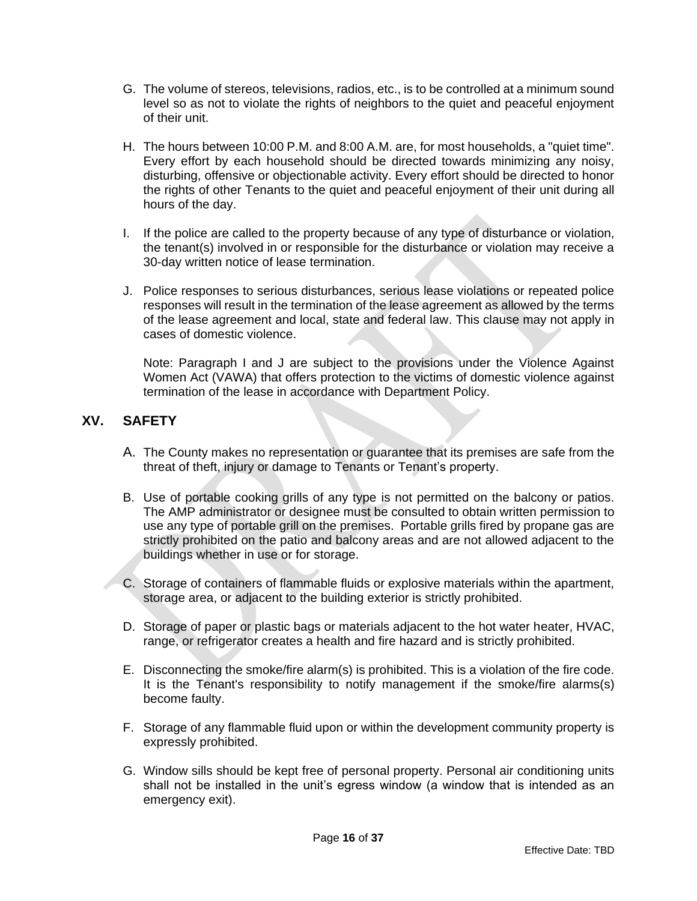G. The volume of stereos, televisions, radios, etc., is to be controlled at a minimum sound level so as not to violate the rights of neighbors to the quiet and peaceful enjoyment of their unit.

H. The hours between 10:00 P.M. and 8:00 A.M. are, for most households, a "quiet time". Every effort by each household should be directed towards minimizing any noisy, disturbing, offensive or objectionable activity. Every effort should be directed to honor the rights of other Tenants to the quiet and peaceful enjoyment of their unit during all hours of the day.

I. If the police are called to the property because of any type of disturbance or violation, the tenant(s) involved in or responsible for the disturbance or violation may receive a 30-day written notice of lease termination.

J. Police responses to serious disturbances, serious lease violations or repeated police responses will result in the termination of the lease agreement as allowed by the terms of the lease agreement and local, state and federal law. This clause may not apply in cases of domestic violence.

Note: Paragraph I and J are subject to the provisions under the Violence Against Women Act (VAWA) that offers protection to the victims of domestic violence against termination of the lease in accordance with Department Policy.

## XV. SAFETY

A. The County makes no representation or guarantee that its premises are safe from the threat of theft, injury or damage to Tenants or Tenant's property.

B. Use of portable cooking grills of any type is not permitted on the balcony or patios. The AMP administrator or designee must be consulted to obtain written permission to use any type of portable grill on the premises. Portable grills fired by propane gas are strictly prohibited on the patio and balcony areas and are not allowed adjacent to the buildings whether in use or for storage.

C. Storage of containers of flammable fluids or explosive materials within the apartment, storage area, or adjacent to the building exterior is strictly prohibited.

D. Storage of paper or plastic bags or materials adjacent to the hot water heater, HVAC, range, or refrigerator creates a health and fire hazard and is strictly prohibited.

E. Disconnecting the smoke/fire alarm(s) is prohibited. This is a violation of the fire code. It is the Tenant's responsibility to notify management if the smoke/fire alarms(s) become faulty.

F. Storage of any flammable fluid upon or within the development community property is expressly prohibited.

G. Window sills should be kept free of personal property. Personal air conditioning units shall not be installed in the unit's egress window (a window that is intended as an emergency exit).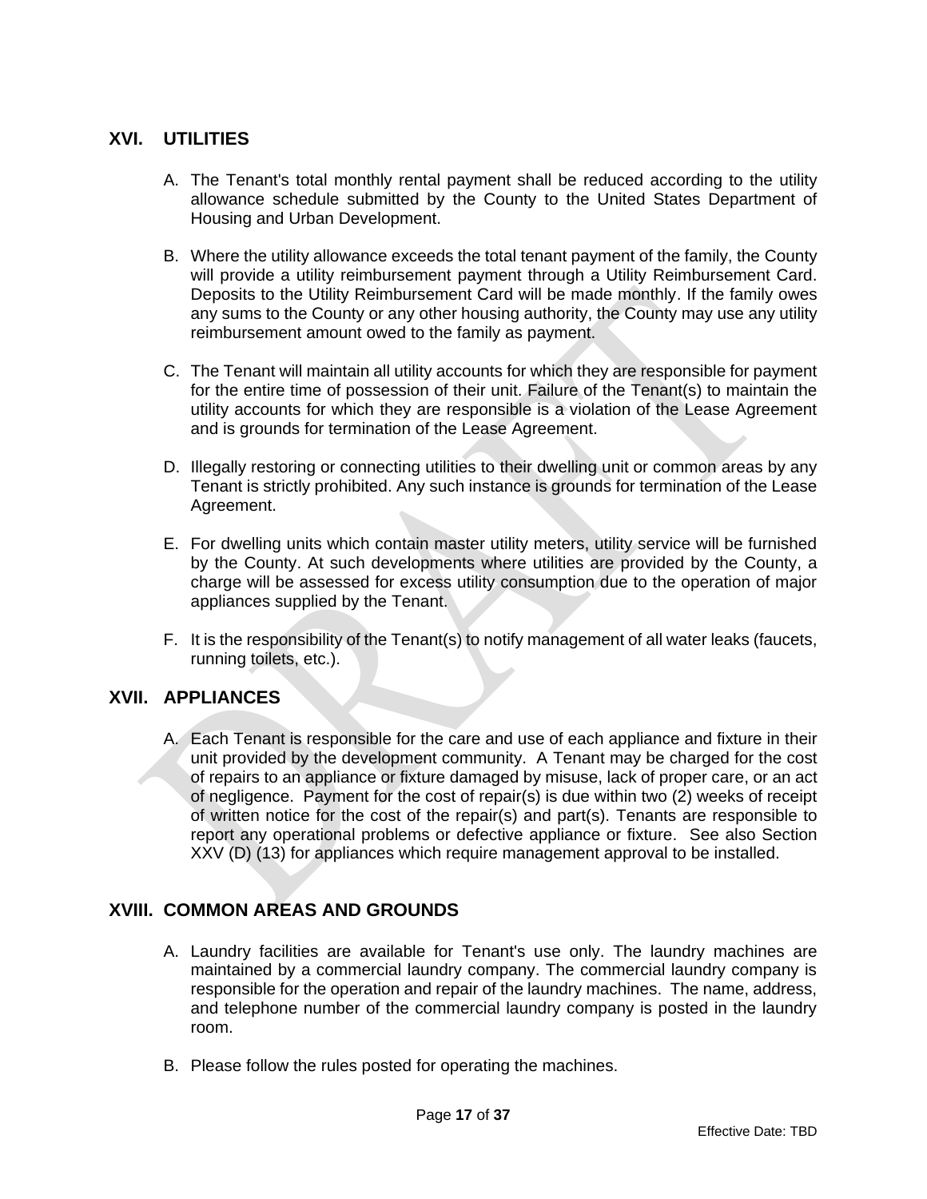## XVI. UTILITIES

A. The Tenant's total monthly rental payment shall be reduced according to the utility allowance schedule submitted by the County to the United States Department of Housing and Urban Development.

B. Where the utility allowance exceeds the total tenant payment of the family, the County will provide a utility reimbursement payment through a Utility Reimbursement Card. Deposits to the Utility Reimbursement Card will be made monthly. If the family owes any sums to the County or any other housing authority, the County may use any utility reimbursement amount owed to the family as payment.

C. The Tenant will maintain all utility accounts for which they are responsible for payment for the entire time of possession of their unit. Failure of the Tenant(s) to maintain the utility accounts for which they are responsible is a violation of the Lease Agreement and is grounds for termination of the Lease Agreement.

D. Illegally restoring or connecting utilities to their dwelling unit or common areas by any Tenant is strictly prohibited. Any such instance is grounds for termination of the Lease Agreement.

E. For dwelling units which contain master utility meters, utility service will be furnished by the County. At such developments where utilities are provided by the County, a charge will be assessed for excess utility consumption due to the operation of major appliances supplied by the Tenant.

F. It is the responsibility of the Tenant(s) to notify management of all water leaks (faucets, running toilets, etc.).

## XVII. APPLIANCES

A. Each Tenant is responsible for the care and use of each appliance and fixture in their unit provided by the development community. A Tenant may be charged for the cost of repairs to an appliance or fixture damaged by misuse, lack of proper care, or an act of negligence. Payment for the cost of repair(s) is due within two (2) weeks of receipt of written notice for the cost of the repair(s) and part(s). Tenants are responsible to report any operational problems or defective appliance or fixture. See also Section XXV (D) (13) for appliances which require management approval to be installed.

## XVIII. COMMON AREAS AND GROUNDS

A. Laundry facilities are available for Tenant's use only. The laundry machines are maintained by a commercial laundry company. The commercial laundry company is responsible for the operation and repair of the laundry machines. The name, address, and telephone number of the commercial laundry company is posted in the laundry room.

B. Please follow the rules posted for operating the machines.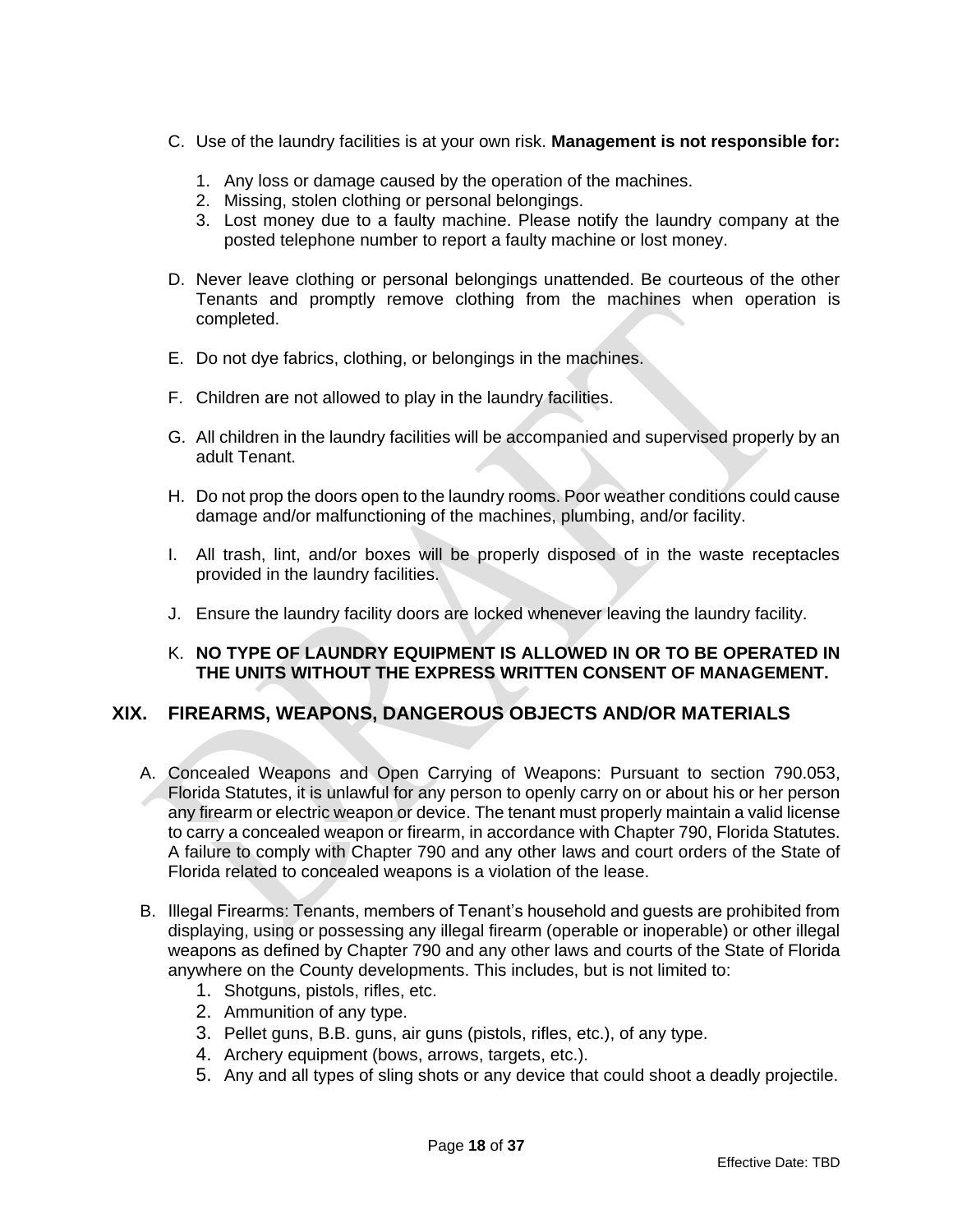C. Use of the laundry facilities is at your own risk. **Management is not responsible for:**

1. Any loss or damage caused by the operation of the machines.
2. Missing, stolen clothing or personal belongings.
3. Lost money due to a faulty machine. Please notify the laundry company at the posted telephone number to report a faulty machine or lost money.

D. Never leave clothing or personal belongings unattended. Be courteous of the other Tenants and promptly remove clothing from the machines when operation is completed.

E. Do not dye fabrics, clothing, or belongings in the machines.

F. Children are not allowed to play in the laundry facilities.

G. All children in the laundry facilities will be accompanied and supervised properly by an adult Tenant.

H. Do not prop the doors open to the laundry rooms. Poor weather conditions could cause damage and/or malfunctioning of the machines, plumbing, and/or facility.

I. All trash, lint, and/or boxes will be properly disposed of in the waste receptacles provided in the laundry facilities.

J. Ensure the laundry facility doors are locked whenever leaving the laundry facility.

K. **NO TYPE OF LAUNDRY EQUIPMENT IS ALLOWED IN OR TO BE OPERATED IN THE UNITS WITHOUT THE EXPRESS WRITTEN CONSENT OF MANAGEMENT.**

## XIX. FIREARMS, WEAPONS, DANGEROUS OBJECTS AND/OR MATERIALS

A. Concealed Weapons and Open Carrying of Weapons: Pursuant to section 790.053, Florida Statutes, it is unlawful for any person to openly carry on or about his or her person any firearm or electric weapon or device. The tenant must properly maintain a valid license to carry a concealed weapon or firearm, in accordance with Chapter 790, Florida Statutes. A failure to comply with Chapter 790 and any other laws and court orders of the State of Florida related to concealed weapons is a violation of the lease.

B. Illegal Firearms: Tenants, members of Tenant's household and guests are prohibited from displaying, using or possessing any illegal firearm (operable or inoperable) or other illegal weapons as defined by Chapter 790 and any other laws and courts of the State of Florida anywhere on the County developments. This includes, but is not limited to:

1. Shotguns, pistols, rifles, etc.
2. Ammunition of any type.
3. Pellet guns, B.B. guns, air guns (pistols, rifles, etc.), of any type.
4. Archery equipment (bows, arrows, targets, etc.).
5. Any and all types of sling shots or any device that could shoot a deadly projectile.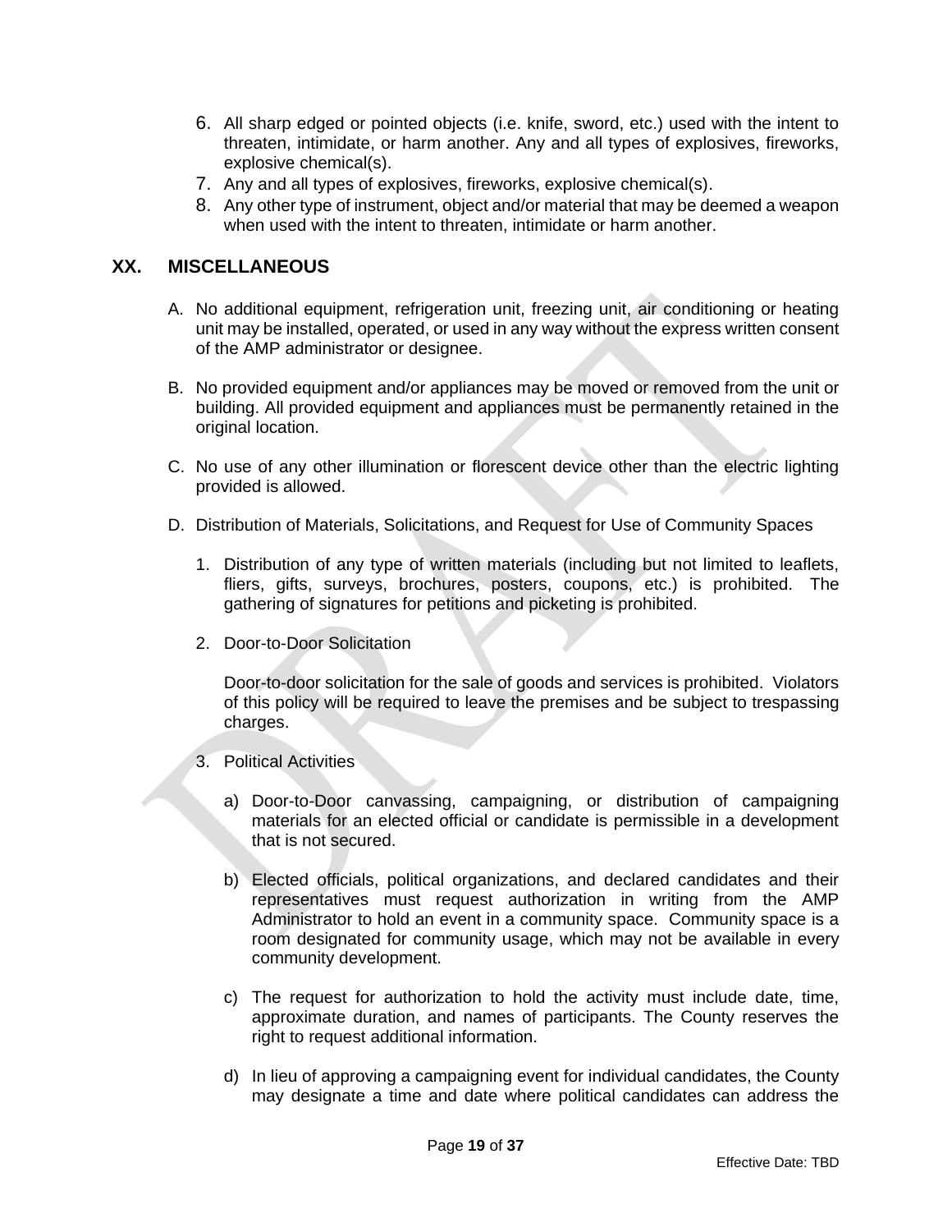6. All sharp edged or pointed objects (i.e. knife, sword, etc.) used with the intent to threaten, intimidate, or harm another. Any and all types of explosives, fireworks, explosive chemical(s).
7. Any and all types of explosives, fireworks, explosive chemical(s).
8. Any other type of instrument, object and/or material that may be deemed a weapon when used with the intent to threaten, intimidate or harm another.

## XX. MISCELLANEOUS

A. No additional equipment, refrigeration unit, freezing unit, air conditioning or heating unit may be installed, operated, or used in any way without the express written consent of the AMP administrator or designee.

B. No provided equipment and/or appliances may be moved or removed from the unit or building. All provided equipment and appliances must be permanently retained in the original location.

C. No use of any other illumination or florescent device other than the electric lighting provided is allowed.

D. Distribution of Materials, Solicitations, and Request for Use of Community Spaces

1. Distribution of any type of written materials (including but not limited to leaflets, fliers, gifts, surveys, brochures, posters, coupons, etc.) is prohibited. The gathering of signatures for petitions and picketing is prohibited.

2. Door-to-Door Solicitation

   Door-to-door solicitation for the sale of goods and services is prohibited. Violators of this policy will be required to leave the premises and be subject to trespassing charges.

3. Political Activities

   a) Door-to-Door canvassing, campaigning, or distribution of campaigning materials for an elected official or candidate is permissible in a development that is not secured.

   b) Elected officials, political organizations, and declared candidates and their representatives must request authorization in writing from the AMP Administrator to hold an event in a community space. Community space is a room designated for community usage, which may not be available in every community development.

   c) The request for authorization to hold the activity must include date, time, approximate duration, and names of participants. The County reserves the right to request additional information.

   d) In lieu of approving a campaigning event for individual candidates, the County may designate a time and date where political candidates can address the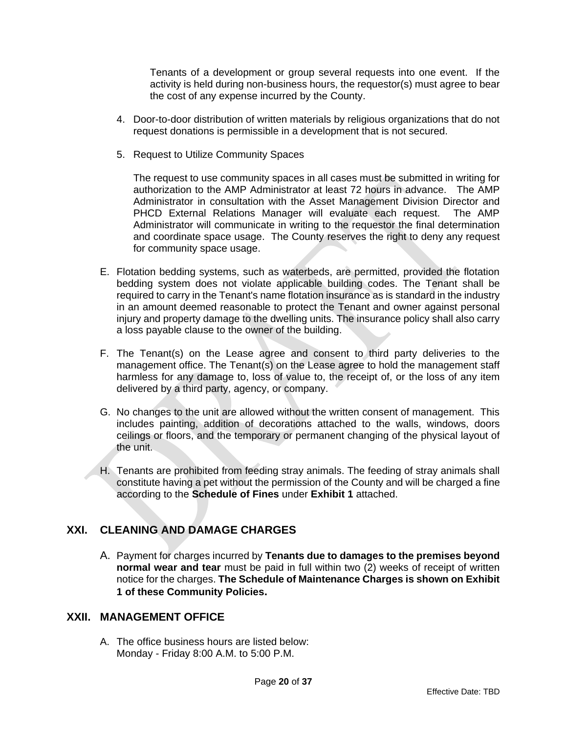Tenants of a development or group several requests into one event. If the activity is held during non-business hours, the requestor(s) must agree to bear the cost of any expense incurred by the County.

4. Door-to-door distribution of written materials by religious organizations that do not request donations is permissible in a development that is not secured.

5. Request to Utilize Community Spaces

   The request to use community spaces in all cases must be submitted in writing for authorization to the AMP Administrator at least 72 hours in advance. The AMP Administrator in consultation with the Asset Management Division Director and PHCD External Relations Manager will evaluate each request. The AMP Administrator will communicate in writing to the requestor the final determination and coordinate space usage. The County reserves the right to deny any request for community space usage.

E. Flotation bedding systems, such as waterbeds, are permitted, provided the flotation bedding system does not violate applicable building codes. The Tenant shall be required to carry in the Tenant's name flotation insurance as is standard in the industry in an amount deemed reasonable to protect the Tenant and owner against personal injury and property damage to the dwelling units. The insurance policy shall also carry a loss payable clause to the owner of the building.

F. The Tenant(s) on the Lease agree and consent to third party deliveries to the management office. The Tenant(s) on the Lease agree to hold the management staff harmless for any damage to, loss of value to, the receipt of, or the loss of any item delivered by a third party, agency, or company.

G. No changes to the unit are allowed without the written consent of management. This includes painting, addition of decorations attached to the walls, windows, doors ceilings or floors, and the temporary or permanent changing of the physical layout of the unit.

H. Tenants are prohibited from feeding stray animals. The feeding of stray animals shall constitute having a pet without the permission of the County and will be charged a fine according to the **Schedule of Fines** under **Exhibit 1** attached.

## XXI. CLEANING AND DAMAGE CHARGES

A. Payment for charges incurred by **Tenants due to damages to the premises beyond normal wear and tear** must be paid in full within two (2) weeks of receipt of written notice for the charges. **The Schedule of Maintenance Charges is shown on Exhibit 1 of these Community Policies.**

## XXII. MANAGEMENT OFFICE

A. The office business hours are listed below:
   Monday - Friday 8:00 A.M. to 5:00 P.M.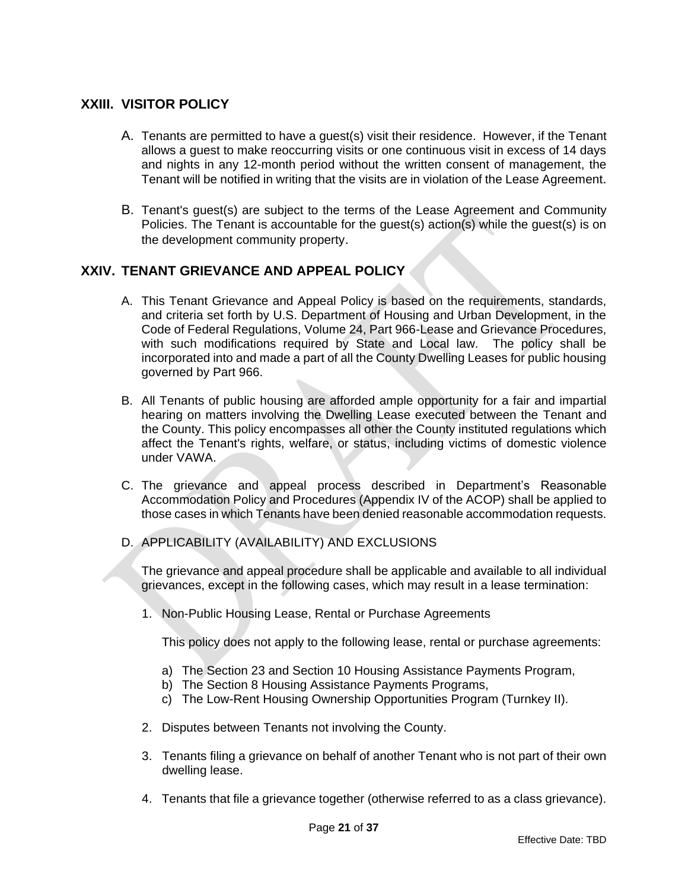## XXIII. VISITOR POLICY

A. Tenants are permitted to have a guest(s) visit their residence. However, if the Tenant allows a guest to make reoccurring visits or one continuous visit in excess of 14 days and nights in any 12-month period without the written consent of management, the Tenant will be notified in writing that the visits are in violation of the Lease Agreement.

B. Tenant's guest(s) are subject to the terms of the Lease Agreement and Community Policies. The Tenant is accountable for the guest(s) action(s) while the guest(s) is on the development community property.

## XXIV. TENANT GRIEVANCE AND APPEAL POLICY

A. This Tenant Grievance and Appeal Policy is based on the requirements, standards, and criteria set forth by U.S. Department of Housing and Urban Development, in the Code of Federal Regulations, Volume 24, Part 966-Lease and Grievance Procedures, with such modifications required by State and Local law. The policy shall be incorporated into and made a part of all the County Dwelling Leases for public housing governed by Part 966.

B. All Tenants of public housing are afforded ample opportunity for a fair and impartial hearing on matters involving the Dwelling Lease executed between the Tenant and the County. This policy encompasses all other the County instituted regulations which affect the Tenant's rights, welfare, or status, including victims of domestic violence under VAWA.

C. The grievance and appeal process described in Department's Reasonable Accommodation Policy and Procedures (Appendix IV of the ACOP) shall be applied to those cases in which Tenants have been denied reasonable accommodation requests.

D. APPLICABILITY (AVAILABILITY) AND EXCLUSIONS

The grievance and appeal procedure shall be applicable and available to all individual grievances, except in the following cases, which may result in a lease termination:

1. Non-Public Housing Lease, Rental or Purchase Agreements

   This policy does not apply to the following lease, rental or purchase agreements:

   a) The Section 23 and Section 10 Housing Assistance Payments Program,
   b) The Section 8 Housing Assistance Payments Programs,
   c) The Low-Rent Housing Ownership Opportunities Program (Turnkey II).

2. Disputes between Tenants not involving the County.

3. Tenants filing a grievance on behalf of another Tenant who is not part of their own dwelling lease.

4. Tenants that file a grievance together (otherwise referred to as a class grievance).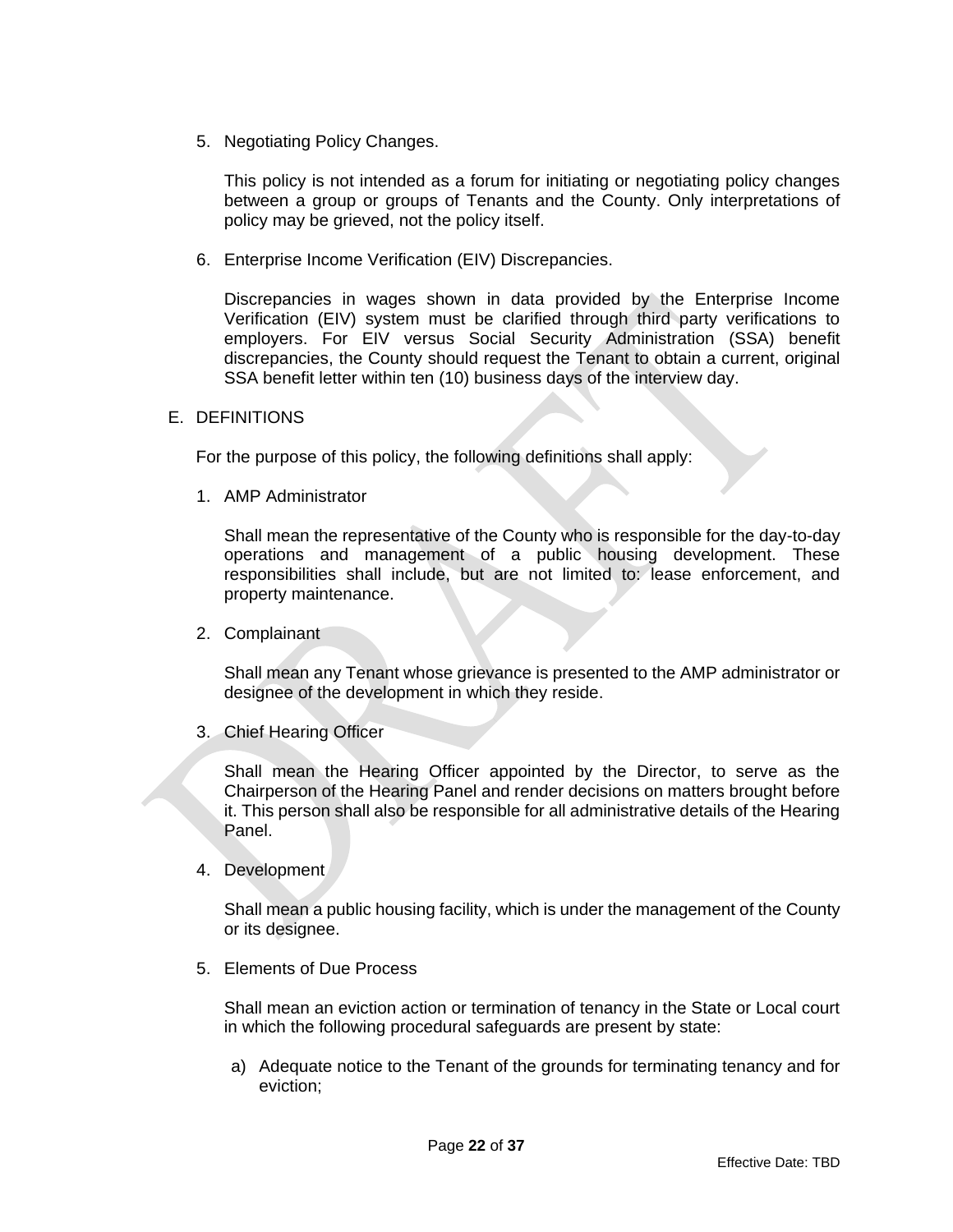5. Negotiating Policy Changes.

   This policy is not intended as a forum for initiating or negotiating policy changes between a group or groups of Tenants and the County. Only interpretations of policy may be grieved, not the policy itself.

6. Enterprise Income Verification (EIV) Discrepancies.

   Discrepancies in wages shown in data provided by the Enterprise Income Verification (EIV) system must be clarified through third party verifications to employers. For EIV versus Social Security Administration (SSA) benefit discrepancies, the County should request the Tenant to obtain a current, original SSA benefit letter within ten (10) business days of the interview day.

E. DEFINITIONS

For the purpose of this policy, the following definitions shall apply:

1. AMP Administrator

   Shall mean the representative of the County who is responsible for the day-to-day operations and management of a public housing development. These responsibilities shall include, but are not limited to: lease enforcement, and property maintenance.

2. Complainant

   Shall mean any Tenant whose grievance is presented to the AMP administrator or designee of the development in which they reside.

3. Chief Hearing Officer

   Shall mean the Hearing Officer appointed by the Director, to serve as the Chairperson of the Hearing Panel and render decisions on matters brought before it. This person shall also be responsible for all administrative details of the Hearing Panel.

4. Development

   Shall mean a public housing facility, which is under the management of the County or its designee.

5. Elements of Due Process

   Shall mean an eviction action or termination of tenancy in the State or Local court in which the following procedural safeguards are present by state:

   a) Adequate notice to the Tenant of the grounds for terminating tenancy and for eviction;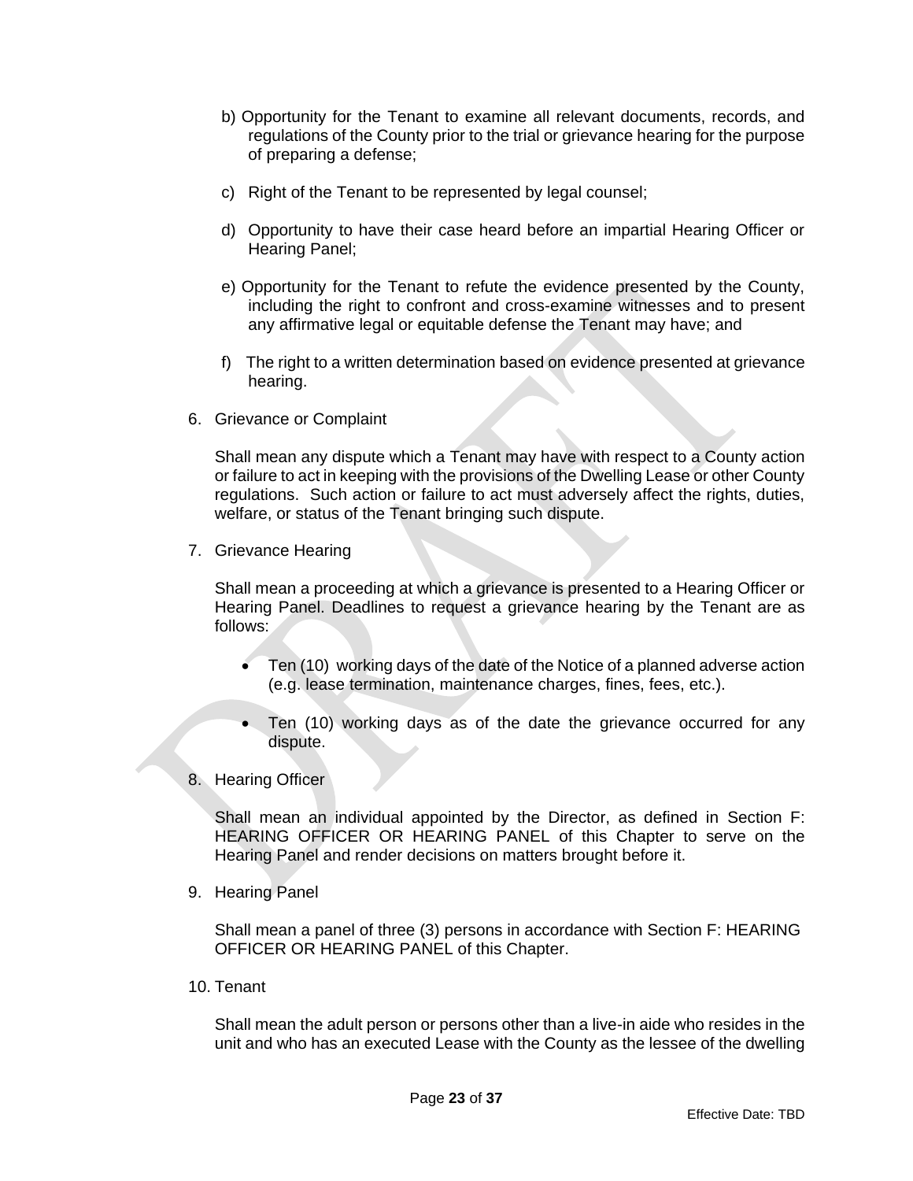b) Opportunity for the Tenant to examine all relevant documents, records, and regulations of the County prior to the trial or grievance hearing for the purpose of preparing a defense;

c) Right of the Tenant to be represented by legal counsel;

d) Opportunity to have their case heard before an impartial Hearing Officer or Hearing Panel;

e) Opportunity for the Tenant to refute the evidence presented by the County, including the right to confront and cross-examine witnesses and to present any affirmative legal or equitable defense the Tenant may have; and

f) The right to a written determination based on evidence presented at grievance hearing.

6. Grievance or Complaint

   Shall mean any dispute which a Tenant may have with respect to a County action or failure to act in keeping with the provisions of the Dwelling Lease or other County regulations. Such action or failure to act must adversely affect the rights, duties, welfare, or status of the Tenant bringing such dispute.

7. Grievance Hearing

   Shall mean a proceeding at which a grievance is presented to a Hearing Officer or Hearing Panel. Deadlines to request a grievance hearing by the Tenant are as follows:

   - Ten (10) working days of the date of the Notice of a planned adverse action (e.g. lease termination, maintenance charges, fines, fees, etc.).
   - Ten (10) working days as of the date the grievance occurred for any dispute.

8. Hearing Officer

   Shall mean an individual appointed by the Director, as defined in Section F: HEARING OFFICER OR HEARING PANEL of this Chapter to serve on the Hearing Panel and render decisions on matters brought before it.

9. Hearing Panel

   Shall mean a panel of three (3) persons in accordance with Section F: HEARING OFFICER OR HEARING PANEL of this Chapter.

10. Tenant

   Shall mean the adult person or persons other than a live-in aide who resides in the unit and who has an executed Lease with the County as the lessee of the dwelling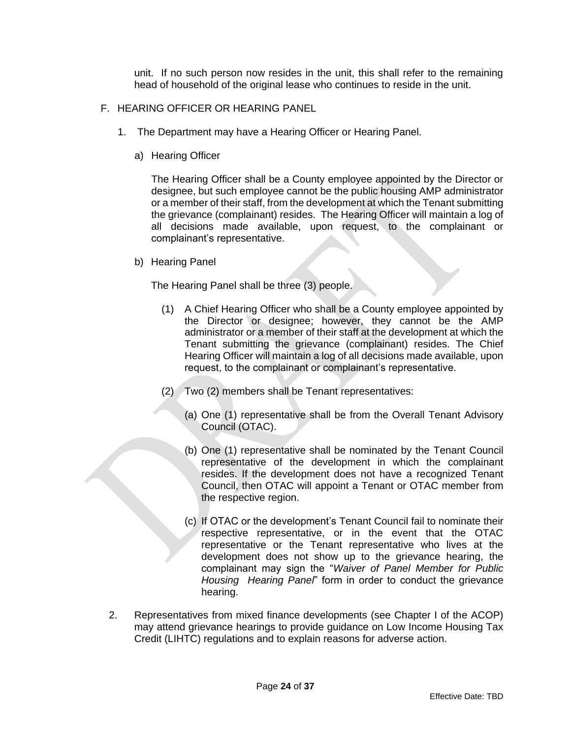unit. If no such person now resides in the unit, this shall refer to the remaining head of household of the original lease who continues to reside in the unit.

F. HEARING OFFICER OR HEARING PANEL

1. The Department may have a Hearing Officer or Hearing Panel.

   a) Hearing Officer

      The Hearing Officer shall be a County employee appointed by the Director or designee, but such employee cannot be the public housing AMP administrator or a member of their staff, from the development at which the Tenant submitting the grievance (complainant) resides. The Hearing Officer will maintain a log of all decisions made available, upon request, to the complainant or complainant's representative.

   b) Hearing Panel

      The Hearing Panel shall be three (3) people.

      (1) A Chief Hearing Officer who shall be a County employee appointed by the Director or designee; however, they cannot be the AMP administrator or a member of their staff at the development at which the Tenant submitting the grievance (complainant) resides. The Chief Hearing Officer will maintain a log of all decisions made available, upon request, to the complainant or complainant's representative.

      (2) Two (2) members shall be Tenant representatives:

         (a) One (1) representative shall be from the Overall Tenant Advisory Council (OTAC).

         (b) One (1) representative shall be nominated by the Tenant Council representative of the development in which the complainant resides. If the development does not have a recognized Tenant Council, then OTAC will appoint a Tenant or OTAC member from the respective region.

         (c) If OTAC or the development's Tenant Council fail to nominate their respective representative, or in the event that the OTAC representative or the Tenant representative who lives at the development does not show up to the grievance hearing, the complainant may sign the "*Waiver of Panel Member for Public Housing Hearing Panel*" form in order to conduct the grievance hearing.

2. Representatives from mixed finance developments (see Chapter I of the ACOP) may attend grievance hearings to provide guidance on Low Income Housing Tax Credit (LIHTC) regulations and to explain reasons for adverse action.

Effective Date: TBD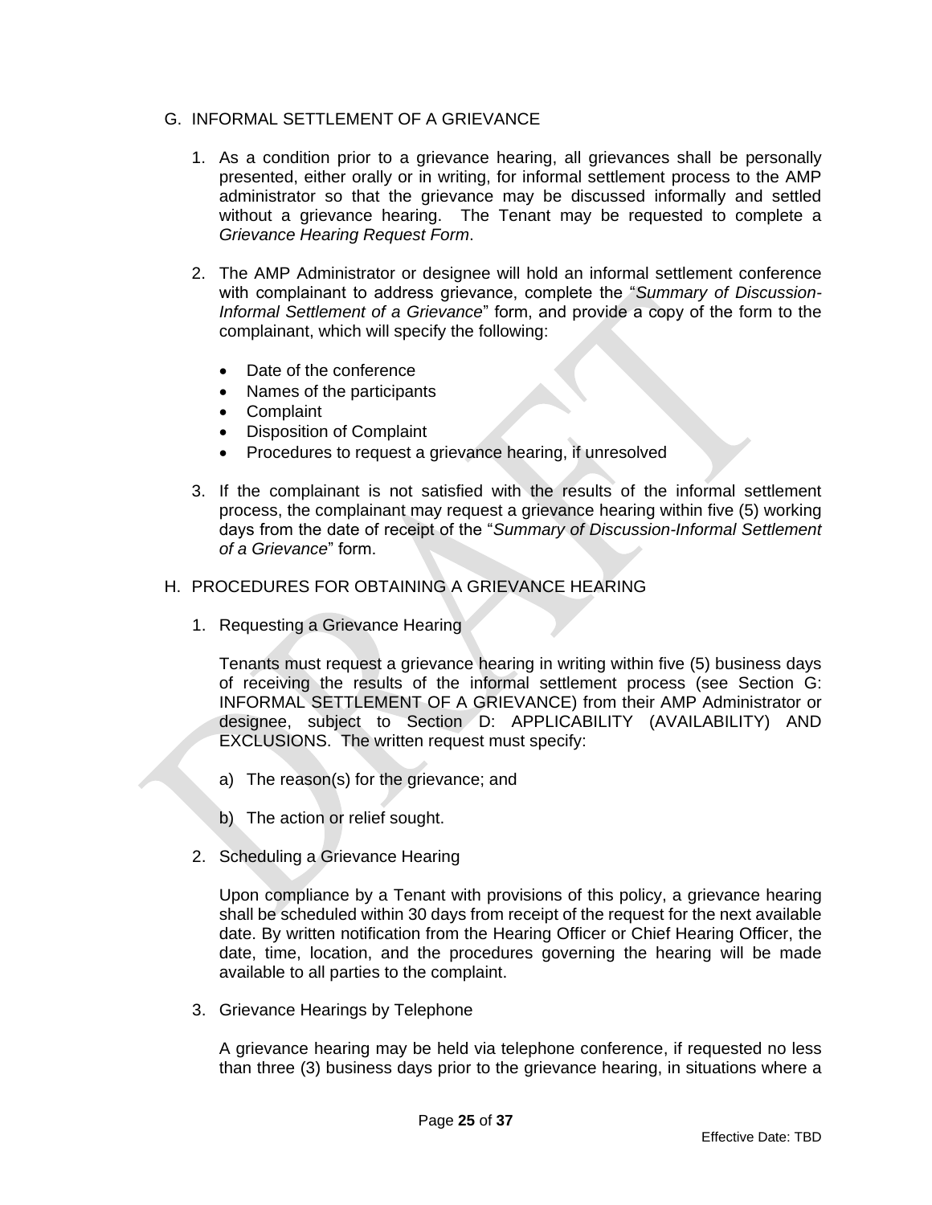## G. INFORMAL SETTLEMENT OF A GRIEVANCE

1. As a condition prior to a grievance hearing, all grievances shall be personally presented, either orally or in writing, for informal settlement process to the AMP administrator so that the grievance may be discussed informally and settled without a grievance hearing. The Tenant may be requested to complete a *Grievance Hearing Request Form*.

2. The AMP Administrator or designee will hold an informal settlement conference with complainant to address grievance, complete the "*Summary of Discussion-Informal Settlement of a Grievance*" form, and provide a copy of the form to the complainant, which will specify the following:

   - Date of the conference
   - Names of the participants
   - Complaint
   - Disposition of Complaint
   - Procedures to request a grievance hearing, if unresolved

3. If the complainant is not satisfied with the results of the informal settlement process, the complainant may request a grievance hearing within five (5) working days from the date of receipt of the "*Summary of Discussion-Informal Settlement of a Grievance*" form.

## H. PROCEDURES FOR OBTAINING A GRIEVANCE HEARING

1. Requesting a Grievance Hearing

   Tenants must request a grievance hearing in writing within five (5) business days of receiving the results of the informal settlement process (see Section G: INFORMAL SETTLEMENT OF A GRIEVANCE) from their AMP Administrator or designee, subject to Section D: APPLICABILITY (AVAILABILITY) AND EXCLUSIONS. The written request must specify:

   a) The reason(s) for the grievance; and

   b) The action or relief sought.

2. Scheduling a Grievance Hearing

   Upon compliance by a Tenant with provisions of this policy, a grievance hearing shall be scheduled within 30 days from receipt of the request for the next available date. By written notification from the Hearing Officer or Chief Hearing Officer, the date, time, location, and the procedures governing the hearing will be made available to all parties to the complaint.

3. Grievance Hearings by Telephone

   A grievance hearing may be held via telephone conference, if requested no less than three (3) business days prior to the grievance hearing, in situations where a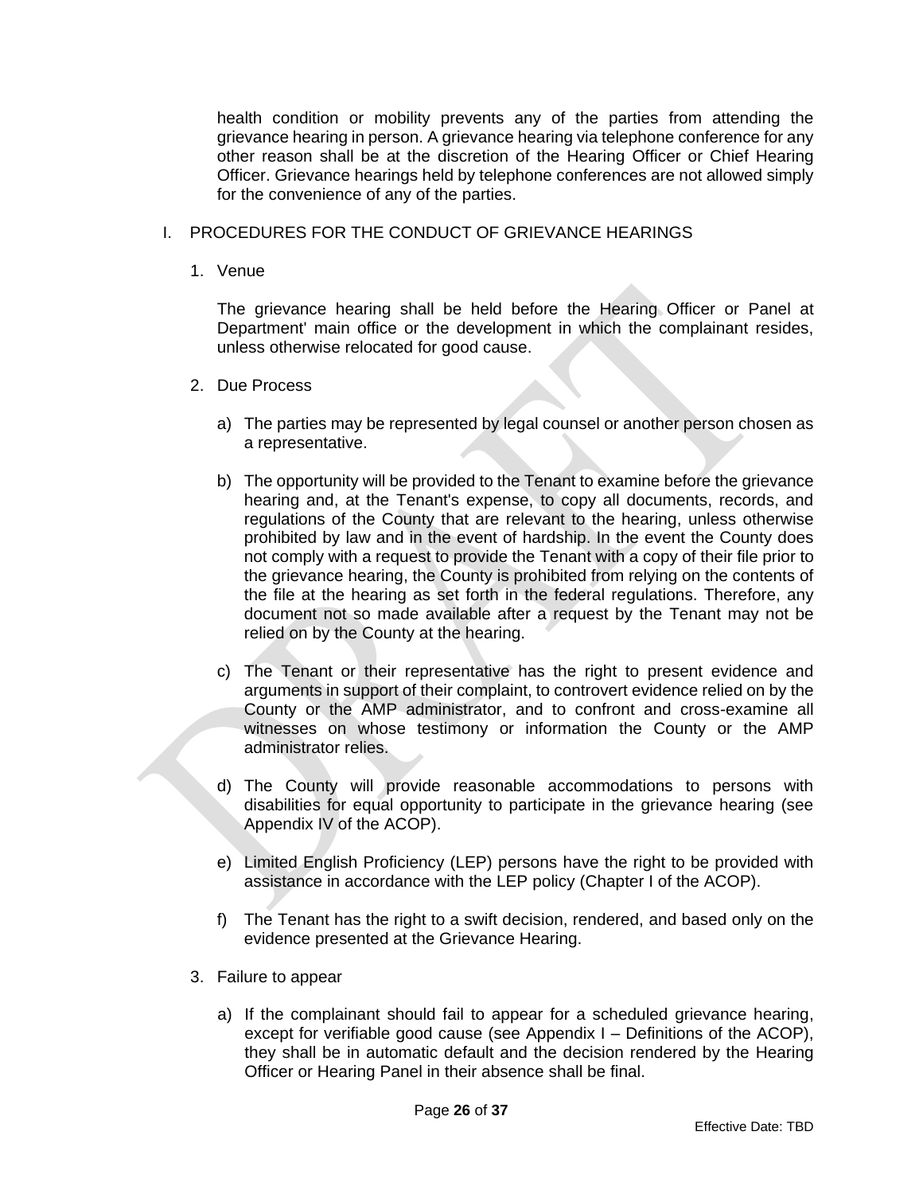health condition or mobility prevents any of the parties from attending the grievance hearing in person. A grievance hearing via telephone conference for any other reason shall be at the discretion of the Hearing Officer or Chief Hearing Officer. Grievance hearings held by telephone conferences are not allowed simply for the convenience of any of the parties.

## I. PROCEDURES FOR THE CONDUCT OF GRIEVANCE HEARINGS

1. Venue

   The grievance hearing shall be held before the Hearing Officer or Panel at Department' main office or the development in which the complainant resides, unless otherwise relocated for good cause.

2. Due Process

   a) The parties may be represented by legal counsel or another person chosen as a representative.

   b) The opportunity will be provided to the Tenant to examine before the grievance hearing and, at the Tenant's expense, to copy all documents, records, and regulations of the County that are relevant to the hearing, unless otherwise prohibited by law and in the event of hardship. In the event the County does not comply with a request to provide the Tenant with a copy of their file prior to the grievance hearing, the County is prohibited from relying on the contents of the file at the hearing as set forth in the federal regulations. Therefore, any document not so made available after a request by the Tenant may not be relied on by the County at the hearing.

   c) The Tenant or their representative has the right to present evidence and arguments in support of their complaint, to controvert evidence relied on by the County or the AMP administrator, and to confront and cross-examine all witnesses on whose testimony or information the County or the AMP administrator relies.

   d) The County will provide reasonable accommodations to persons with disabilities for equal opportunity to participate in the grievance hearing (see Appendix IV of the ACOP).

   e) Limited English Proficiency (LEP) persons have the right to be provided with assistance in accordance with the LEP policy (Chapter I of the ACOP).

   f) The Tenant has the right to a swift decision, rendered, and based only on the evidence presented at the Grievance Hearing.

3. Failure to appear

   a) If the complainant should fail to appear for a scheduled grievance hearing, except for verifiable good cause (see Appendix I – Definitions of the ACOP), they shall be in automatic default and the decision rendered by the Hearing Officer or Hearing Panel in their absence shall be final.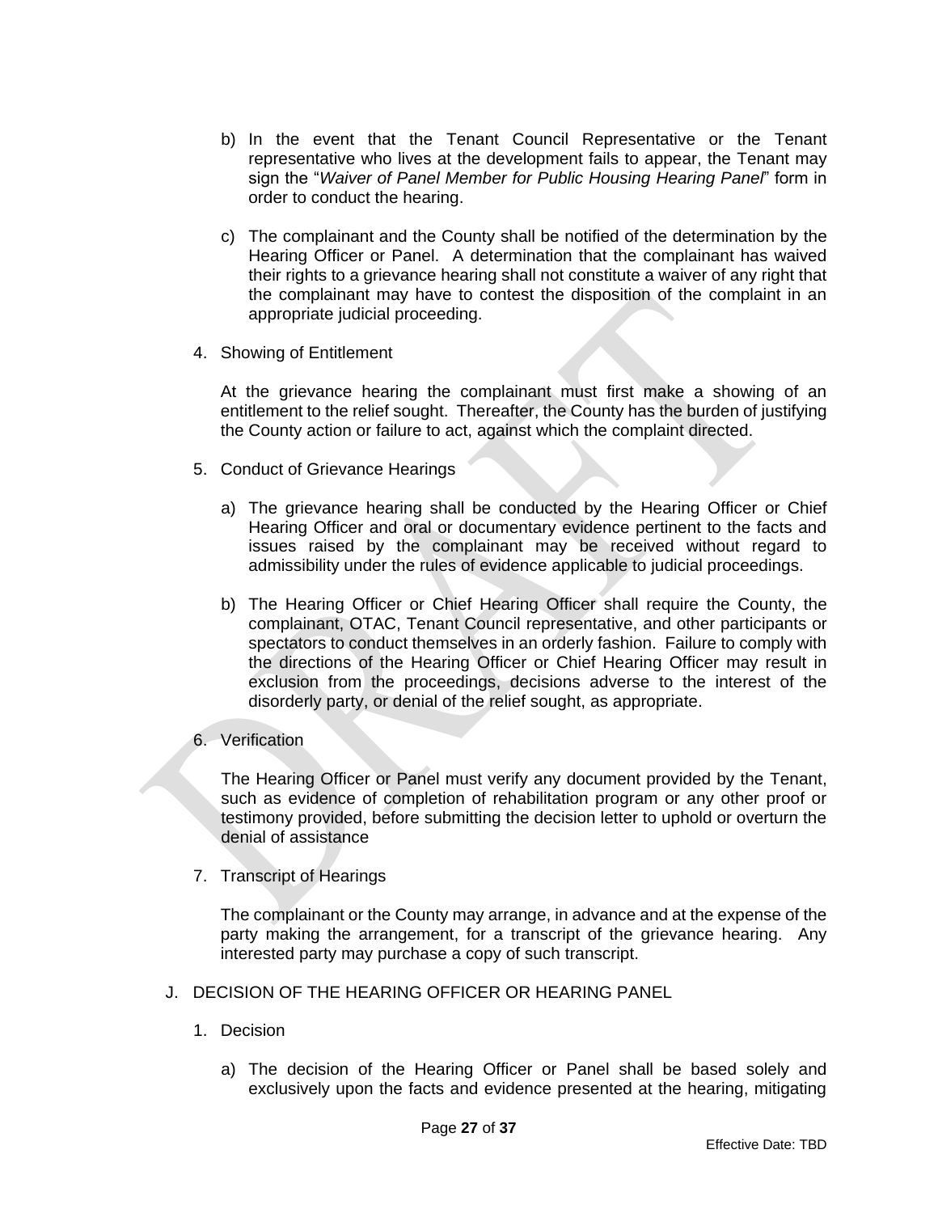b) In the event that the Tenant Council Representative or the Tenant representative who lives at the development fails to appear, the Tenant may sign the "*Waiver of Panel Member for Public Housing Hearing Panel*" form in order to conduct the hearing.

c) The complainant and the County shall be notified of the determination by the Hearing Officer or Panel. A determination that the complainant has waived their rights to a grievance hearing shall not constitute a waiver of any right that the complainant may have to contest the disposition of the complaint in an appropriate judicial proceeding.

4. Showing of Entitlement

   At the grievance hearing the complainant must first make a showing of an entitlement to the relief sought. Thereafter, the County has the burden of justifying the County action or failure to act, against which the complaint directed.

5. Conduct of Grievance Hearings

   a) The grievance hearing shall be conducted by the Hearing Officer or Chief Hearing Officer and oral or documentary evidence pertinent to the facts and issues raised by the complainant may be received without regard to admissibility under the rules of evidence applicable to judicial proceedings.

   b) The Hearing Officer or Chief Hearing Officer shall require the County, the complainant, OTAC, Tenant Council representative, and other participants or spectators to conduct themselves in an orderly fashion. Failure to comply with the directions of the Hearing Officer or Chief Hearing Officer may result in exclusion from the proceedings, decisions adverse to the interest of the disorderly party, or denial of the relief sought, as appropriate.

6. Verification

   The Hearing Officer or Panel must verify any document provided by the Tenant, such as evidence of completion of rehabilitation program or any other proof or testimony provided, before submitting the decision letter to uphold or overturn the denial of assistance

7. Transcript of Hearings

   The complainant or the County may arrange, in advance and at the expense of the party making the arrangement, for a transcript of the grievance hearing. Any interested party may purchase a copy of such transcript.

J. DECISION OF THE HEARING OFFICER OR HEARING PANEL

1. Decision

   a) The decision of the Hearing Officer or Panel shall be based solely and exclusively upon the facts and evidence presented at the hearing, mitigating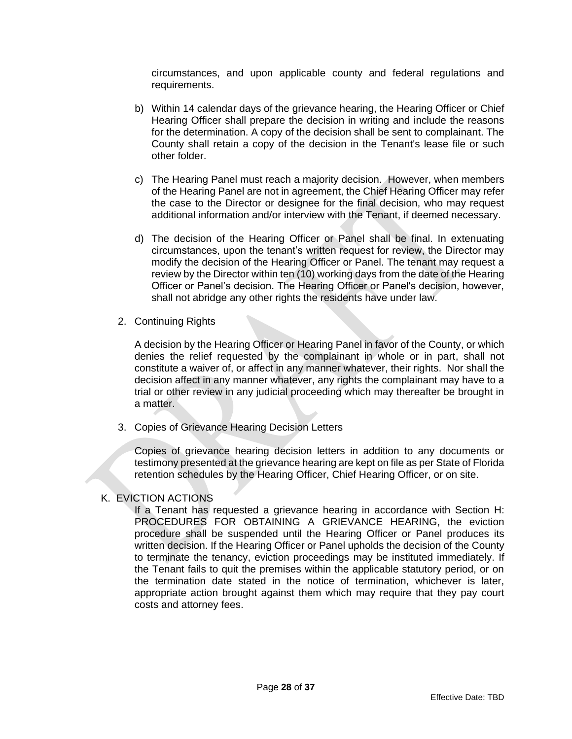circumstances, and upon applicable county and federal regulations and requirements.

b) Within 14 calendar days of the grievance hearing, the Hearing Officer or Chief Hearing Officer shall prepare the decision in writing and include the reasons for the determination. A copy of the decision shall be sent to complainant. The County shall retain a copy of the decision in the Tenant's lease file or such other folder.

c) The Hearing Panel must reach a majority decision. However, when members of the Hearing Panel are not in agreement, the Chief Hearing Officer may refer the case to the Director or designee for the final decision, who may request additional information and/or interview with the Tenant, if deemed necessary.

d) The decision of the Hearing Officer or Panel shall be final. In extenuating circumstances, upon the tenant's written request for review, the Director may modify the decision of the Hearing Officer or Panel. The tenant may request a review by the Director within ten (10) working days from the date of the Hearing Officer or Panel's decision. The Hearing Officer or Panel's decision, however, shall not abridge any other rights the residents have under law.

2. Continuing Rights

A decision by the Hearing Officer or Hearing Panel in favor of the County, or which denies the relief requested by the complainant in whole or in part, shall not constitute a waiver of, or affect in any manner whatever, their rights. Nor shall the decision affect in any manner whatever, any rights the complainant may have to a trial or other review in any judicial proceeding which may thereafter be brought in a matter.

3. Copies of Grievance Hearing Decision Letters

Copies of grievance hearing decision letters in addition to any documents or testimony presented at the grievance hearing are kept on file as per State of Florida retention schedules by the Hearing Officer, Chief Hearing Officer, or on site.

## K. EVICTION ACTIONS

If a Tenant has requested a grievance hearing in accordance with Section H: PROCEDURES FOR OBTAINING A GRIEVANCE HEARING, the eviction procedure shall be suspended until the Hearing Officer or Panel produces its written decision. If the Hearing Officer or Panel upholds the decision of the County to terminate the tenancy, eviction proceedings may be instituted immediately. If the Tenant fails to quit the premises within the applicable statutory period, or on the termination date stated in the notice of termination, whichever is later, appropriate action brought against them which may require that they pay court costs and attorney fees.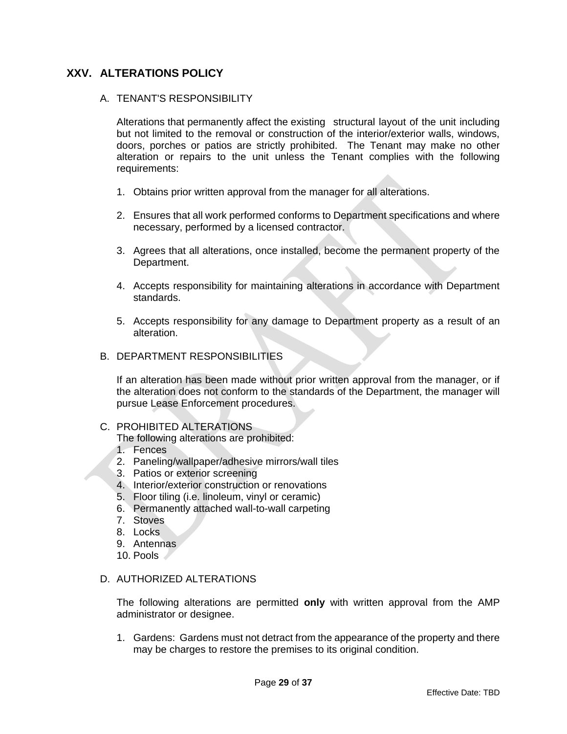## XXV. ALTERATIONS POLICY

### A. TENANT'S RESPONSIBILITY

Alterations that permanently affect the existing structural layout of the unit including but not limited to the removal or construction of the interior/exterior walls, windows, doors, porches or patios are strictly prohibited. The Tenant may make no other alteration or repairs to the unit unless the Tenant complies with the following requirements:

1. Obtains prior written approval from the manager for all alterations.
2. Ensures that all work performed conforms to Department specifications and where necessary, performed by a licensed contractor.
3. Agrees that all alterations, once installed, become the permanent property of the Department.
4. Accepts responsibility for maintaining alterations in accordance with Department standards.
5. Accepts responsibility for any damage to Department property as a result of an alteration.

### B. DEPARTMENT RESPONSIBILITIES

If an alteration has been made without prior written approval from the manager, or if the alteration does not conform to the standards of the Department, the manager will pursue Lease Enforcement procedures.

### C. PROHIBITED ALTERATIONS

The following alterations are prohibited:

1. Fences
2. Paneling/wallpaper/adhesive mirrors/wall tiles
3. Patios or exterior screening
4. Interior/exterior construction or renovations
5. Floor tiling (i.e. linoleum, vinyl or ceramic)
6. Permanently attached wall-to-wall carpeting
7. Stoves
8. Locks
9. Antennas
10. Pools

### D. AUTHORIZED ALTERATIONS

The following alterations are permitted **only** with written approval from the AMP administrator or designee.

1. Gardens: Gardens must not detract from the appearance of the property and there may be charges to restore the premises to its original condition.

Effective Date: TBD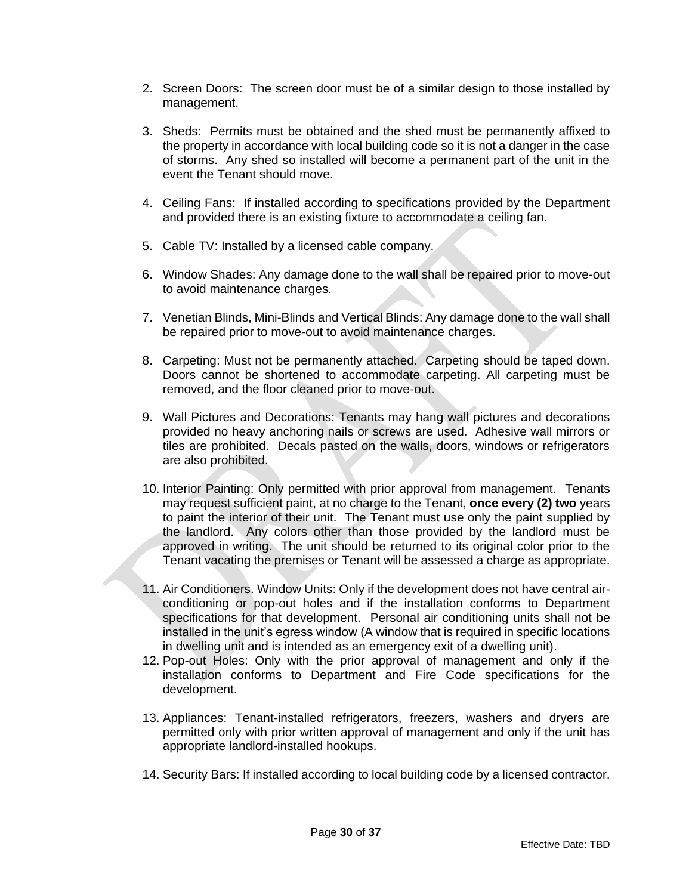2. Screen Doors: The screen door must be of a similar design to those installed by management.

3. Sheds: Permits must be obtained and the shed must be permanently affixed to the property in accordance with local building code so it is not a danger in the case of storms. Any shed so installed will become a permanent part of the unit in the event the Tenant should move.

4. Ceiling Fans: If installed according to specifications provided by the Department and provided there is an existing fixture to accommodate a ceiling fan.

5. Cable TV: Installed by a licensed cable company.

6. Window Shades: Any damage done to the wall shall be repaired prior to move-out to avoid maintenance charges.

7. Venetian Blinds, Mini-Blinds and Vertical Blinds: Any damage done to the wall shall be repaired prior to move-out to avoid maintenance charges.

8. Carpeting: Must not be permanently attached. Carpeting should be taped down. Doors cannot be shortened to accommodate carpeting. All carpeting must be removed, and the floor cleaned prior to move-out.

9. Wall Pictures and Decorations: Tenants may hang wall pictures and decorations provided no heavy anchoring nails or screws are used. Adhesive wall mirrors or tiles are prohibited. Decals pasted on the walls, doors, windows or refrigerators are also prohibited.

10. Interior Painting: Only permitted with prior approval from management. Tenants may request sufficient paint, at no charge to the Tenant, **once every (2) two** years to paint the interior of their unit. The Tenant must use only the paint supplied by the landlord. Any colors other than those provided by the landlord must be approved in writing. The unit should be returned to its original color prior to the Tenant vacating the premises or Tenant will be assessed a charge as appropriate.

11. Air Conditioners. Window Units: Only if the development does not have central air-conditioning or pop-out holes and if the installation conforms to Department specifications for that development. Personal air conditioning units shall not be installed in the unit's egress window (A window that is required in specific locations in dwelling unit and is intended as an emergency exit of a dwelling unit).

12. Pop-out Holes: Only with the prior approval of management and only if the installation conforms to Department and Fire Code specifications for the development.

13. Appliances: Tenant-installed refrigerators, freezers, washers and dryers are permitted only with prior written approval of management and only if the unit has appropriate landlord-installed hookups.

14. Security Bars: If installed according to local building code by a licensed contractor.

Effective Date: TBD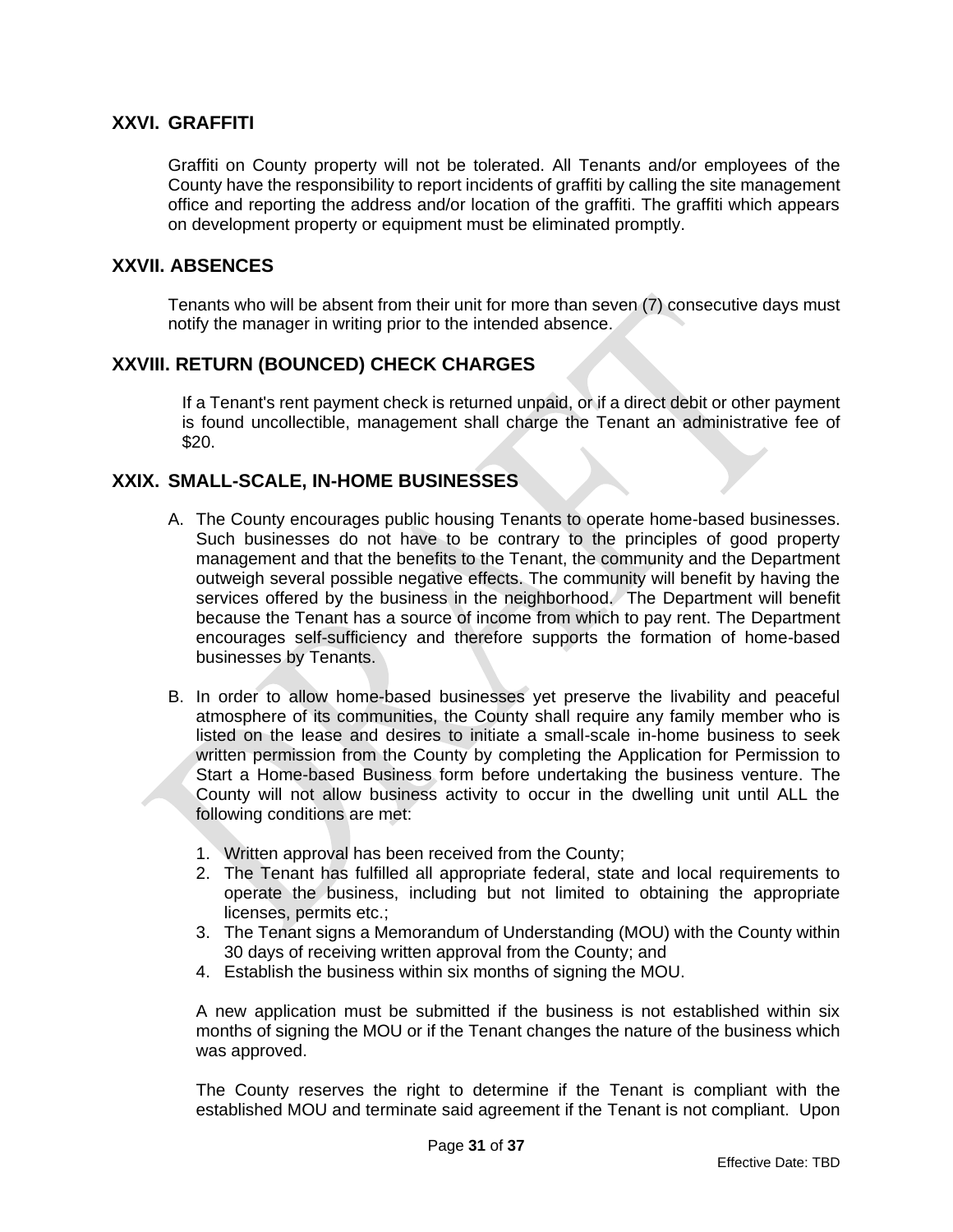## XXVI. GRAFFITI

Graffiti on County property will not be tolerated. All Tenants and/or employees of the County have the responsibility to report incidents of graffiti by calling the site management office and reporting the address and/or location of the graffiti. The graffiti which appears on development property or equipment must be eliminated promptly.

## XXVII. ABSENCES

Tenants who will be absent from their unit for more than seven (7) consecutive days must notify the manager in writing prior to the intended absence.

## XXVIII. RETURN (BOUNCED) CHECK CHARGES

If a Tenant's rent payment check is returned unpaid, or if a direct debit or other payment is found uncollectible, management shall charge the Tenant an administrative fee of $20.

## XXIX. SMALL-SCALE, IN-HOME BUSINESSES

A. The County encourages public housing Tenants to operate home-based businesses. Such businesses do not have to be contrary to the principles of good property management and that the benefits to the Tenant, the community and the Department outweigh several possible negative effects. The community will benefit by having the services offered by the business in the neighborhood. The Department will benefit because the Tenant has a source of income from which to pay rent. The Department encourages self-sufficiency and therefore supports the formation of home-based businesses by Tenants.

B. In order to allow home-based businesses yet preserve the livability and peaceful atmosphere of its communities, the County shall require any family member who is listed on the lease and desires to initiate a small-scale in-home business to seek written permission from the County by completing the Application for Permission to Start a Home-based Business form before undertaking the business venture. The County will not allow business activity to occur in the dwelling unit until ALL the following conditions are met:

   1. Written approval has been received from the County;
   2. The Tenant has fulfilled all appropriate federal, state and local requirements to operate the business, including but not limited to obtaining the appropriate licenses, permits etc.;
   3. The Tenant signs a Memorandum of Understanding (MOU) with the County within 30 days of receiving written approval from the County; and
   4. Establish the business within six months of signing the MOU.

   A new application must be submitted if the business is not established within six months of signing the MOU or if the Tenant changes the nature of the business which was approved.

   The County reserves the right to determine if the Tenant is compliant with the established MOU and terminate said agreement if the Tenant is not compliant. Upon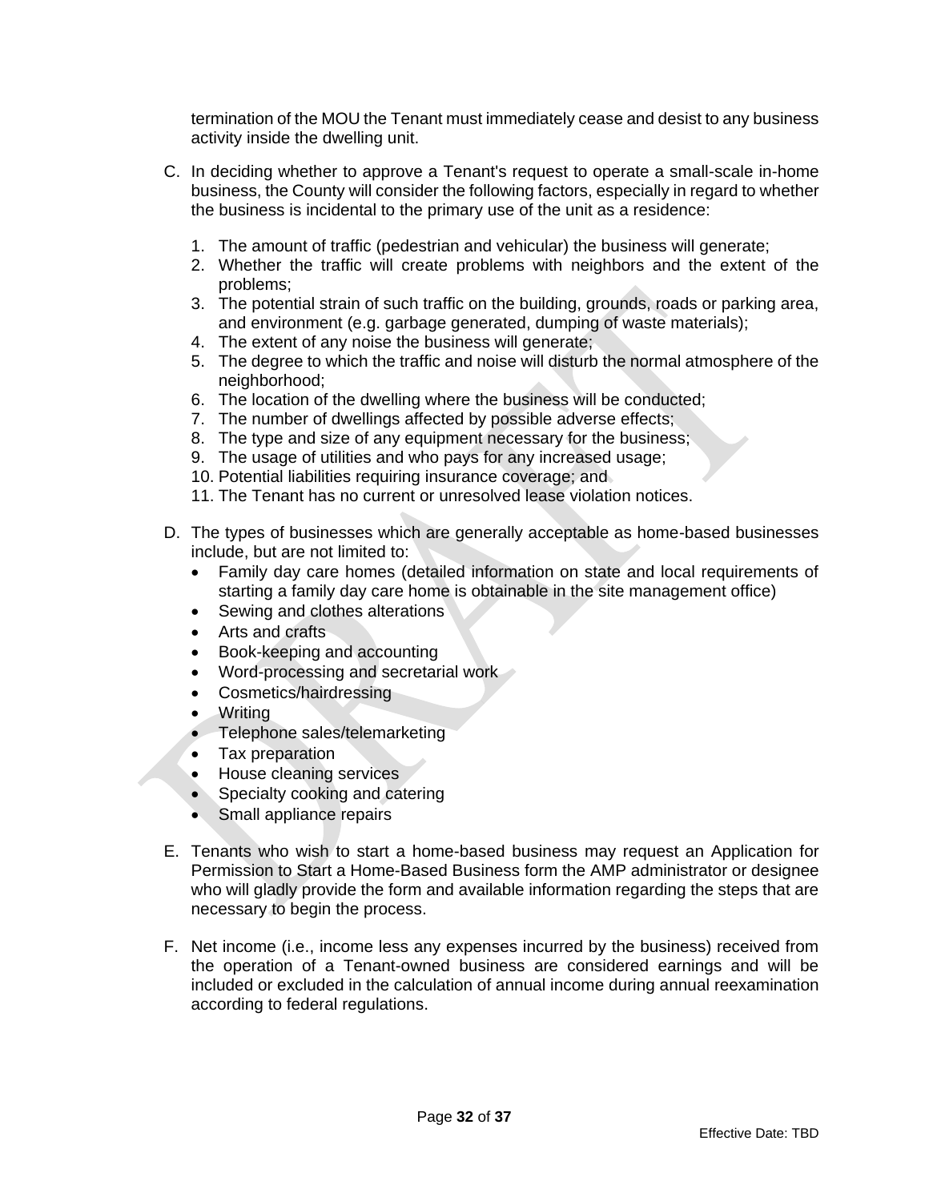termination of the MOU the Tenant must immediately cease and desist to any business activity inside the dwelling unit.

C. In deciding whether to approve a Tenant's request to operate a small-scale in-home business, the County will consider the following factors, especially in regard to whether the business is incidental to the primary use of the unit as a residence:

   1. The amount of traffic (pedestrian and vehicular) the business will generate;
   2. Whether the traffic will create problems with neighbors and the extent of the problems;
   3. The potential strain of such traffic on the building, grounds, roads or parking area, and environment (e.g. garbage generated, dumping of waste materials);
   4. The extent of any noise the business will generate;
   5. The degree to which the traffic and noise will disturb the normal atmosphere of the neighborhood;
   6. The location of the dwelling where the business will be conducted;
   7. The number of dwellings affected by possible adverse effects;
   8. The type and size of any equipment necessary for the business;
   9. The usage of utilities and who pays for any increased usage;
   10. Potential liabilities requiring insurance coverage; and
   11. The Tenant has no current or unresolved lease violation notices.

D. The types of businesses which are generally acceptable as home-based businesses include, but are not limited to:
   - Family day care homes (detailed information on state and local requirements of starting a family day care home is obtainable in the site management office)
   - Sewing and clothes alterations
   - Arts and crafts
   - Book-keeping and accounting
   - Word-processing and secretarial work
   - Cosmetics/hairdressing
   - Writing
   - Telephone sales/telemarketing
   - Tax preparation
   - House cleaning services
   - Specialty cooking and catering
   - Small appliance repairs

E. Tenants who wish to start a home-based business may request an Application for Permission to Start a Home-Based Business form the AMP administrator or designee who will gladly provide the form and available information regarding the steps that are necessary to begin the process.

F. Net income (i.e., income less any expenses incurred by the business) received from the operation of a Tenant-owned business are considered earnings and will be included or excluded in the calculation of annual income during annual reexamination according to federal regulations.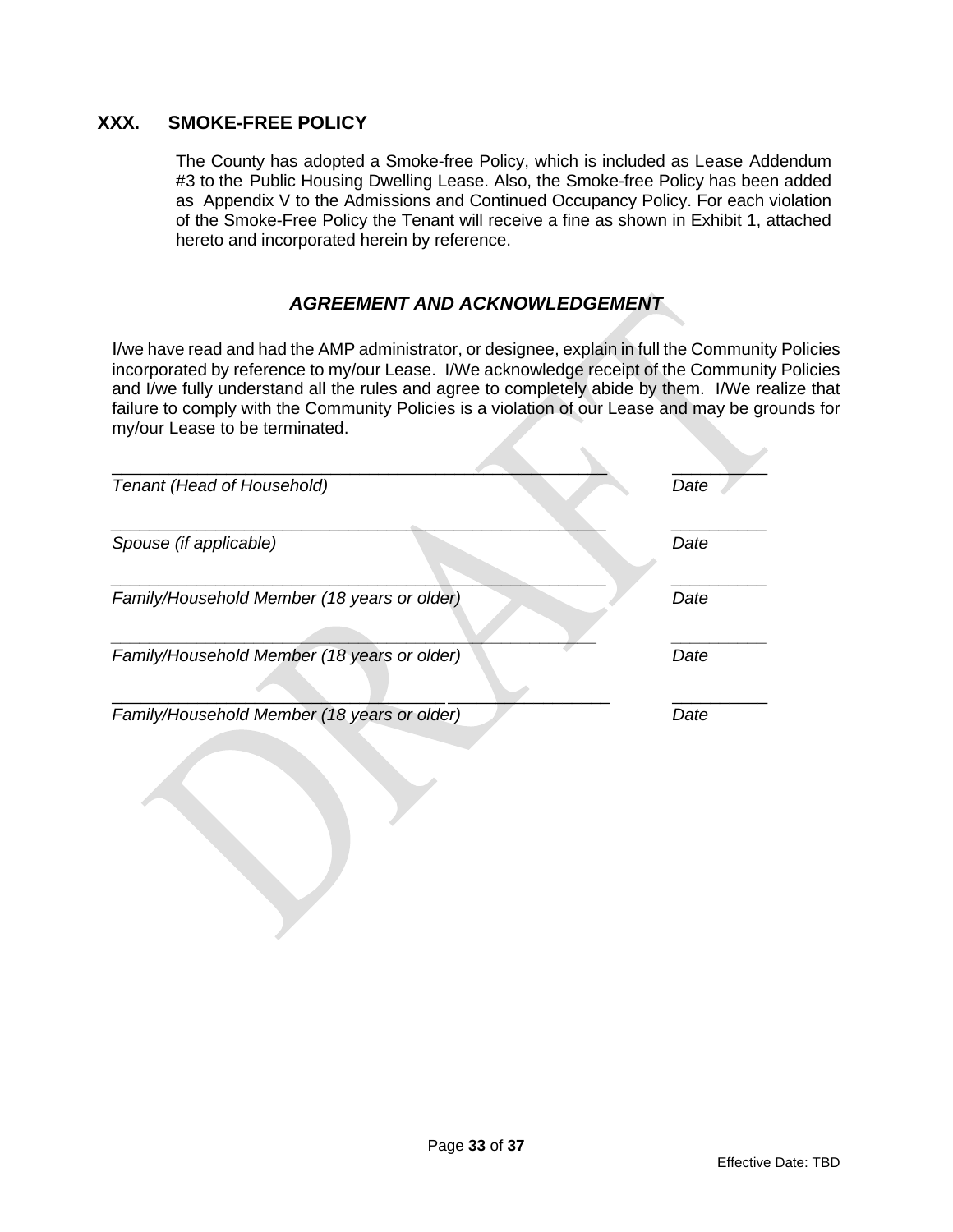## XXX. SMOKE-FREE POLICY

The County has adopted a Smoke-free Policy, which is included as Lease Addendum #3 to the Public Housing Dwelling Lease. Also, the Smoke-free Policy has been added as Appendix V to the Admissions and Continued Occupancy Policy. For each violation of the Smoke-Free Policy the Tenant will receive a fine as shown in Exhibit 1, attached hereto and incorporated herein by reference.

### *AGREEMENT AND ACKNOWLEDGEMENT*

I/we have read and had the AMP administrator, or designee, explain in full the Community Policies incorporated by reference to my/our Lease. I/We acknowledge receipt of the Community Policies and I/we fully understand all the rules and agree to completely abide by them. I/We realize that failure to comply with the Community Policies is a violation of our Lease and may be grounds for my/our Lease to be terminated.

_____________________________________________ __________
*Tenant (Head of Household)* *Date*

_____________________________________________ __________
*Spouse (if applicable)* *Date*

_____________________________________________ __________
*Family/Household Member (18 years or older)* *Date*

_____________________________________________ __________
*Family/Household Member (18 years or older)* *Date*

_____________________________________________ __________
*Family/Household Member (18 years or older)* *Date*

Effective Date: TBD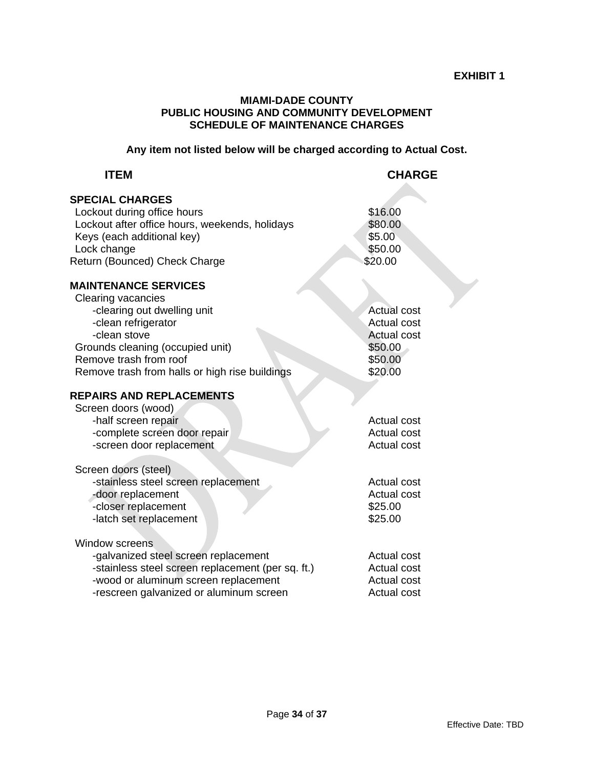**EXHIBIT 1**

# MIAMI-DADE COUNTY
# PUBLIC HOUSING AND COMMUNITY DEVELOPMENT
# SCHEDULE OF MAINTENANCE CHARGES

**Any item not listed below will be charged according to Actual Cost.**

| ITEM | CHARGE |
|---|---|
| **SPECIAL CHARGES** | |
| Lockout during office hours | $16.00 |
| Lockout after office hours, weekends, holidays | $80.00 |
| Keys (each additional key) | $5.00 |
| Lock change | $50.00 |
| Return (Bounced) Check Charge | $20.00 |
| **MAINTENANCE SERVICES** | |
| Clearing vacancies | |
| -clearing out dwelling unit | Actual cost |
| -clean refrigerator | Actual cost |
| -clean stove | Actual cost |
| Grounds cleaning (occupied unit) | $50.00 |
| Remove trash from roof | $50.00 |
| Remove trash from halls or high rise buildings | $20.00 |
| **REPAIRS AND REPLACEMENTS** | |
| Screen doors (wood) | |
| -half screen repair | Actual cost |
| -complete screen door repair | Actual cost |
| -screen door replacement | Actual cost |
| Screen doors (steel) | |
| -stainless steel screen replacement | Actual cost |
| -door replacement | Actual cost |
| -closer replacement | $25.00 |
| -latch set replacement | $25.00 |
| Window screens | |
| -galvanized steel screen replacement | Actual cost |
| -stainless steel screen replacement (per sq. ft.) | Actual cost |
| -wood or aluminum screen replacement | Actual cost |
| -rescreen galvanized or aluminum screen | Actual cost |

Effective Date: TBD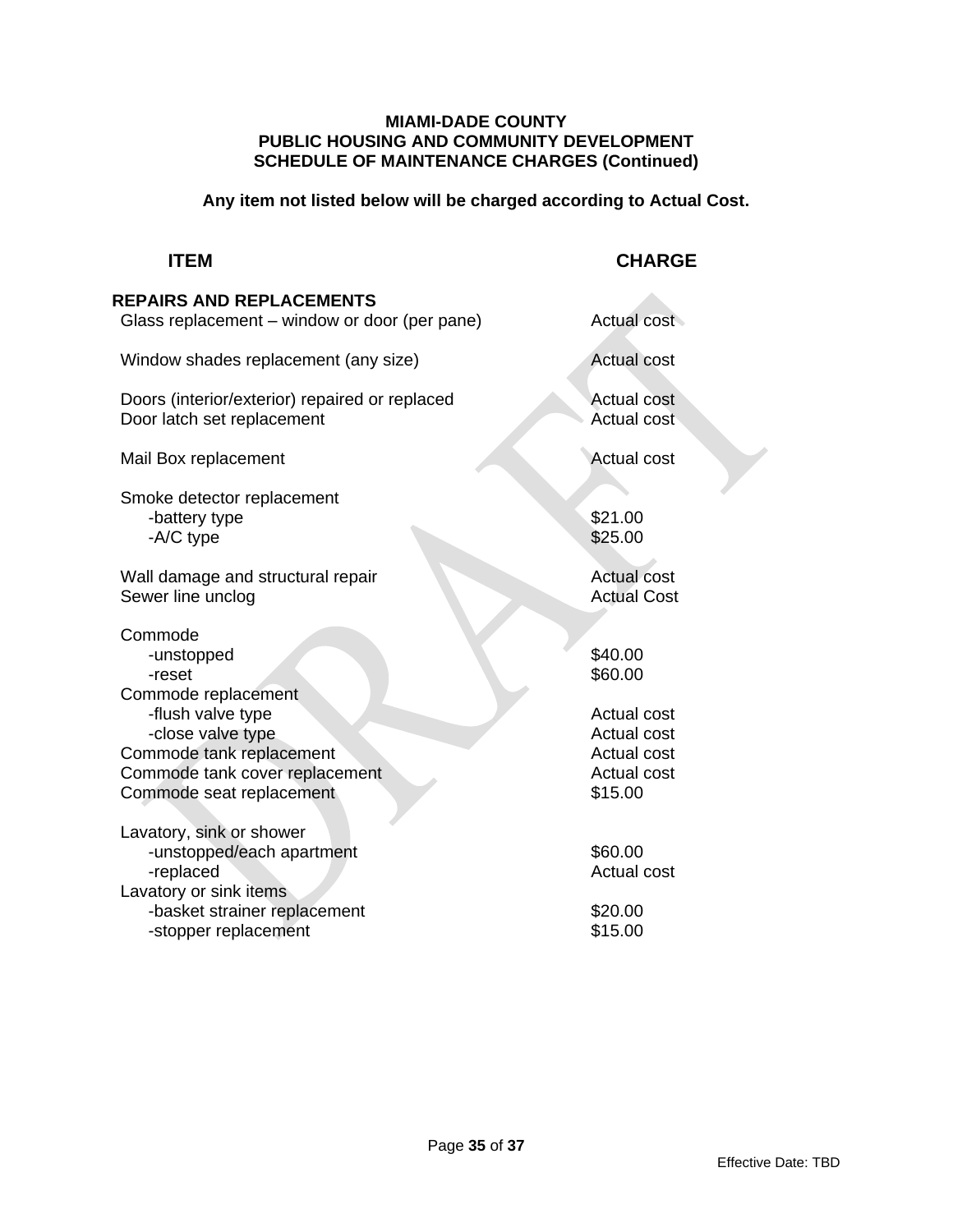**MIAMI-DADE COUNTY**
**PUBLIC HOUSING AND COMMUNITY DEVELOPMENT**
**SCHEDULE OF MAINTENANCE CHARGES (Continued)**

**Any item not listed below will be charged according to Actual Cost.**

| ITEM | CHARGE |
|---|---|
| **REPAIRS AND REPLACEMENTS** | |
| Glass replacement – window or door (per pane) | Actual cost |
| Window shades replacement (any size) | Actual cost |
| Doors (interior/exterior) repaired or replaced | Actual cost |
| Door latch set replacement | Actual cost |
| Mail Box replacement | Actual cost |
| Smoke detector replacement | |
| -battery type | $21.00 |
| -A/C type | $25.00 |
| Wall damage and structural repair | Actual cost |
| Sewer line unclog | Actual Cost |
| Commode | |
| -unstopped | $40.00 |
| -reset | $60.00 |
| Commode replacement | |
| -flush valve type | Actual cost |
| -close valve type | Actual cost |
| Commode tank replacement | Actual cost |
| Commode tank cover replacement | Actual cost |
| Commode seat replacement | $15.00 |
| Lavatory, sink or shower | |
| -unstopped/each apartment | $60.00 |
| -replaced | Actual cost |
| Lavatory or sink items | |
| -basket strainer replacement | $20.00 |
| -stopper replacement | $15.00 |

Effective Date: TBD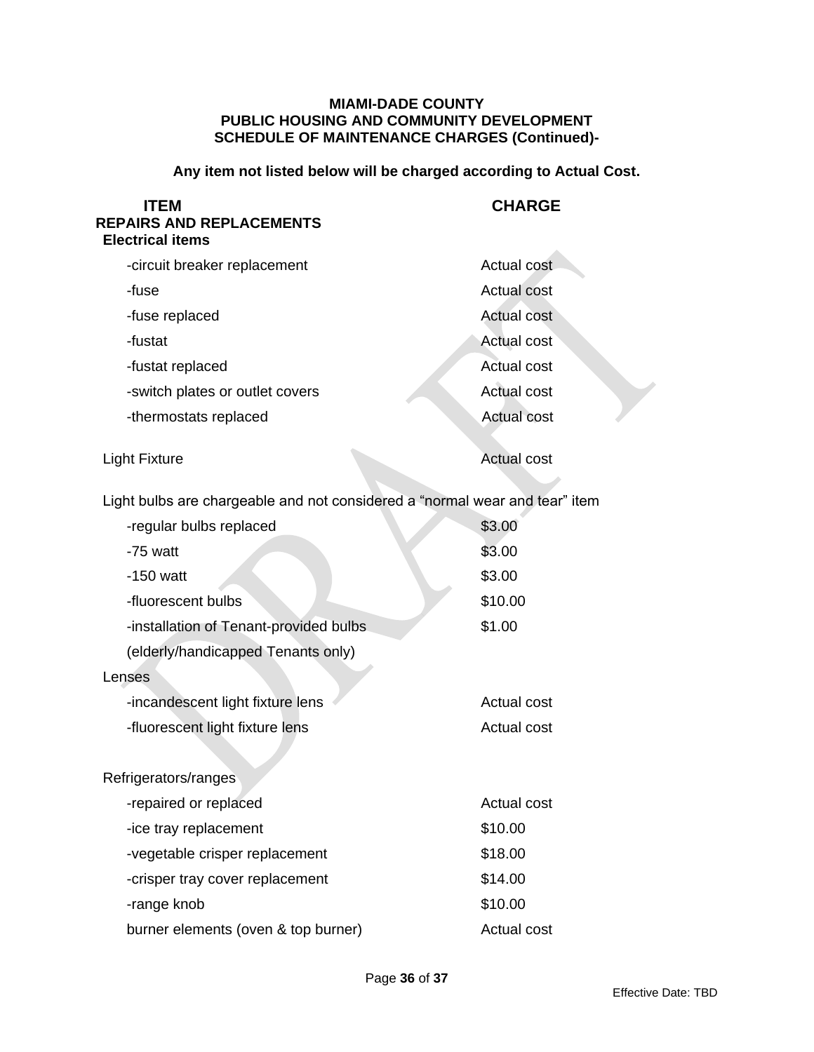**MIAMI-DADE COUNTY**
**PUBLIC HOUSING AND COMMUNITY DEVELOPMENT**
**SCHEDULE OF MAINTENANCE CHARGES (Continued)-**

**Any item not listed below will be charged according to Actual Cost.**

| ITEM | CHARGE |
|---|---|
| **REPAIRS AND REPLACEMENTS** | |
| **Electrical items** | |
| -circuit breaker replacement | Actual cost |
| -fuse | Actual cost |
| -fuse replaced | Actual cost |
| -fustat | Actual cost |
| -fustat replaced | Actual cost |
| -switch plates or outlet covers | Actual cost |
| -thermostats replaced | Actual cost |
| Light Fixture | Actual cost |
| Light bulbs are chargeable and not considered a “normal wear and tear” item | |
| -regular bulbs replaced | $3.00 |
| -75 watt | $3.00 |
| -150 watt | $3.00 |
| -fluorescent bulbs | $10.00 |
| -installation of Tenant-provided bulbs (elderly/handicapped Tenants only) | $1.00 |
| Lenses | |
| -incandescent light fixture lens | Actual cost |
| -fluorescent light fixture lens | Actual cost |
| Refrigerators/ranges | |
| -repaired or replaced | Actual cost |
| -ice tray replacement | $10.00 |
| -vegetable crisper replacement | $18.00 |
| -crisper tray cover replacement | $14.00 |
| -range knob | $10.00 |
| burner elements (oven & top burner) | Actual cost |

Effective Date: TBD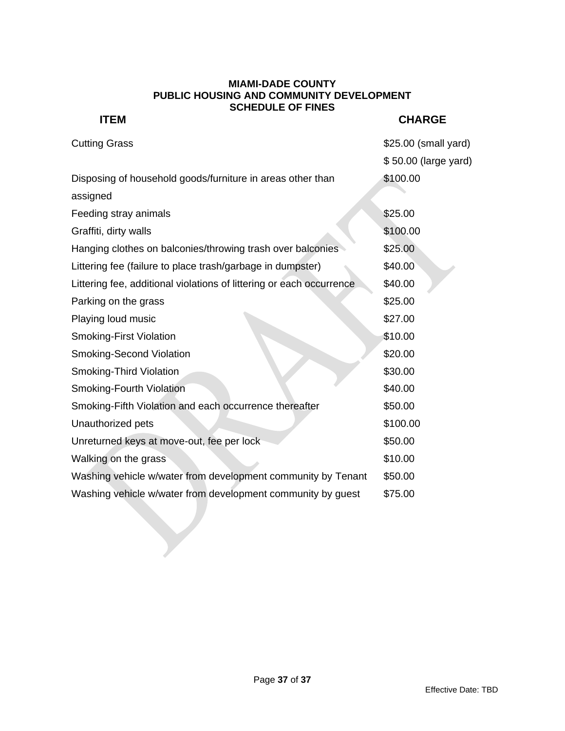**MIAMI-DADE COUNTY**
**PUBLIC HOUSING AND COMMUNITY DEVELOPMENT**
**SCHEDULE OF FINES**

| ITEM | CHARGE |
|---|---|
| Cutting Grass | $25.00 (small yard) |
| | $ 50.00 (large yard) |
| Disposing of household goods/furniture in areas other than assigned | $100.00 |
| Feeding stray animals | $25.00 |
| Graffiti, dirty walls | $100.00 |
| Hanging clothes on balconies/throwing trash over balconies | $25.00 |
| Littering fee (failure to place trash/garbage in dumpster) | $40.00 |
| Littering fee, additional violations of littering or each occurrence | $40.00 |
| Parking on the grass | $25.00 |
| Playing loud music | $27.00 |
| Smoking-First Violation | $10.00 |
| Smoking-Second Violation | $20.00 |
| Smoking-Third Violation | $30.00 |
| Smoking-Fourth Violation | $40.00 |
| Smoking-Fifth Violation and each occurrence thereafter | $50.00 |
| Unauthorized pets | $100.00 |
| Unreturned keys at move-out, fee per lock | $50.00 |
| Walking on the grass | $10.00 |
| Washing vehicle w/water from development community by Tenant | $50.00 |
| Washing vehicle w/water from development community by guest | $75.00 |

Effective Date: TBD